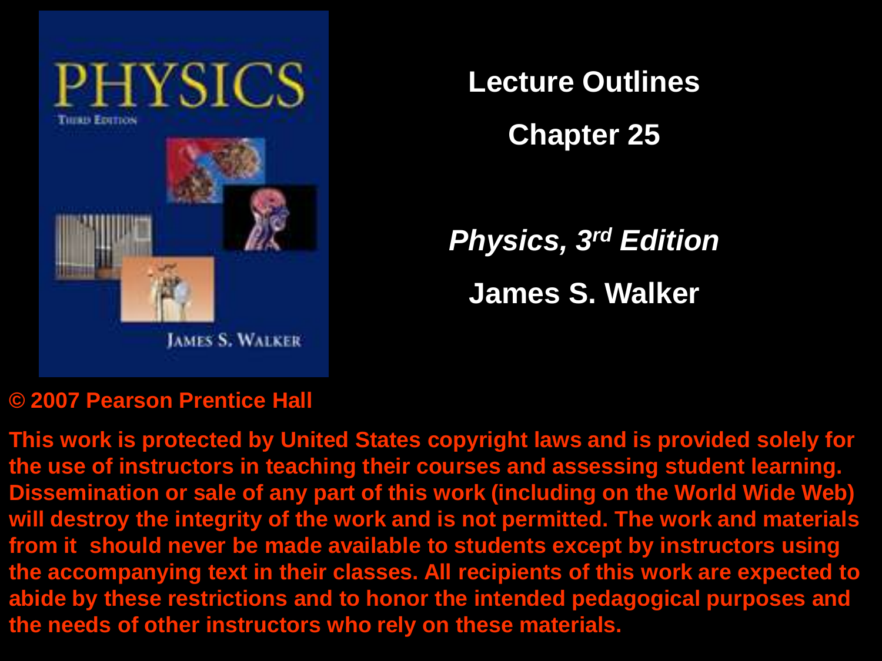# Lecture Outlines

## Chapter 25

***Physics, 3rd Edition***

**James S. Walker**

**© 2007 Pearson Prentice Hall**

**This work is protected by United States copyright laws and is provided solely for the use of instructors in teaching their courses and assessing student learning. Dissemination or sale of any part of this work (including on the World Wide Web) will destroy the integrity of the work and is not permitted. The work and materials from it should never be made available to students except by instructors using the accompanying text in their classes. All recipients of this work are expected to abide by these restrictions and to honor the intended pedagogical purposes and the needs of other instructors who rely on these materials.**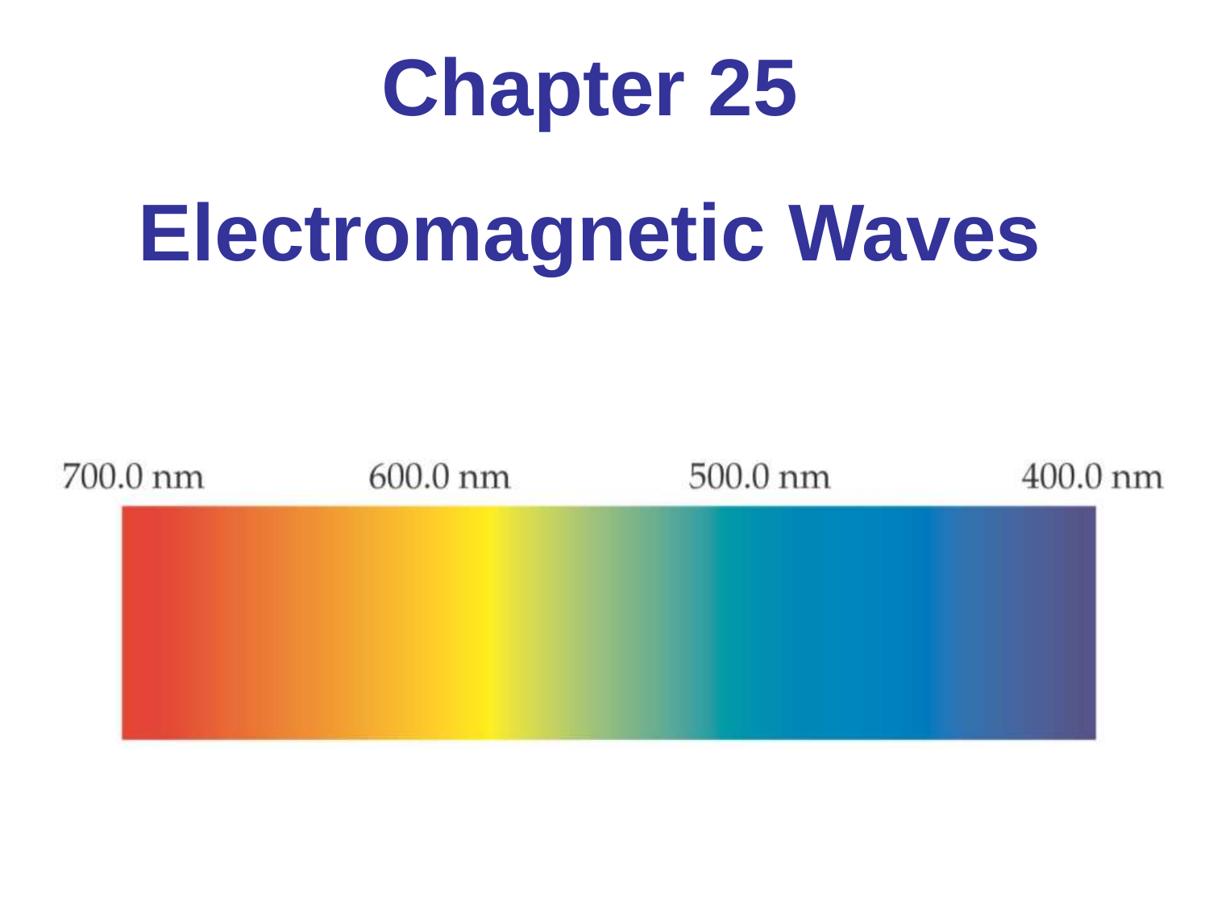# Chapter 25

# Electromagnetic Waves

700.0 nm 600.0 nm 500.0 nm 400.0 nm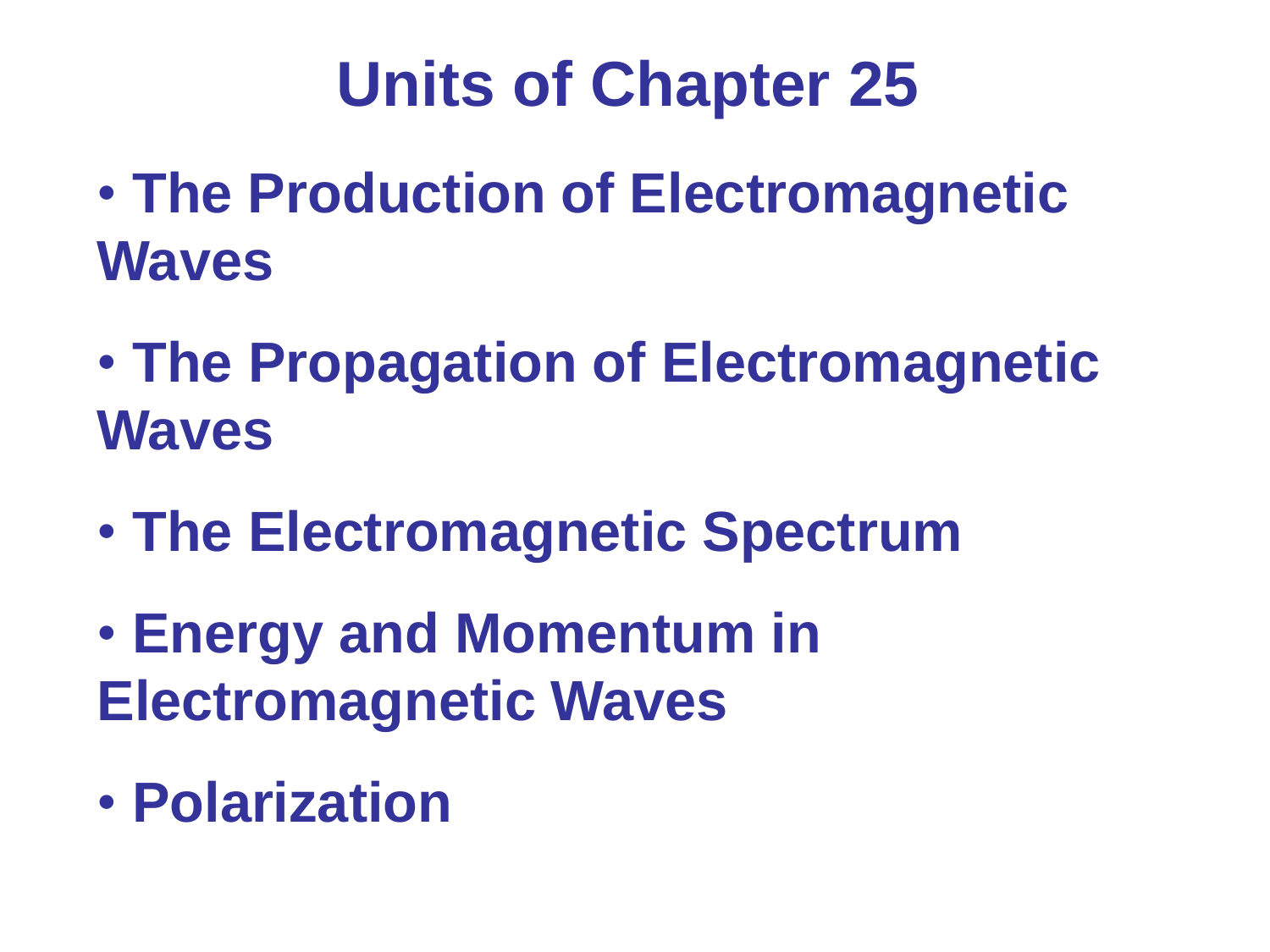# Units of Chapter 25

- The Production of Electromagnetic Waves
- The Propagation of Electromagnetic Waves
- The Electromagnetic Spectrum
- Energy and Momentum in Electromagnetic Waves
- Polarization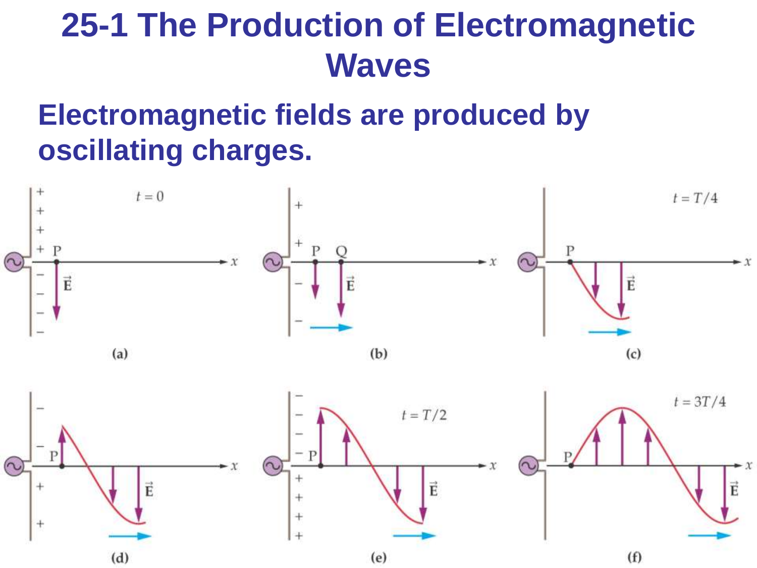# 25-1 The Production of Electromagnetic Waves

**Electromagnetic fields are produced by oscillating charges.**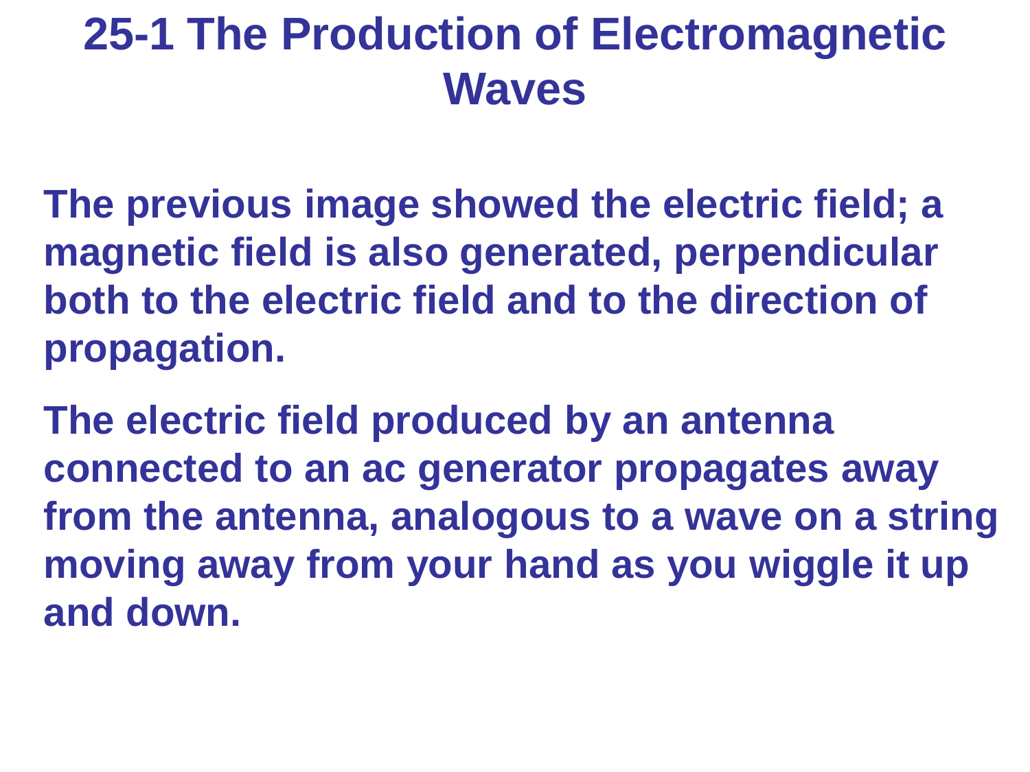# 25-1 The Production of Electromagnetic Waves

The previous image showed the electric field; a magnetic field is also generated, perpendicular both to the electric field and to the direction of propagation.

The electric field produced by an antenna connected to an ac generator propagates away from the antenna, analogous to a wave on a string moving away from your hand as you wiggle it up and down.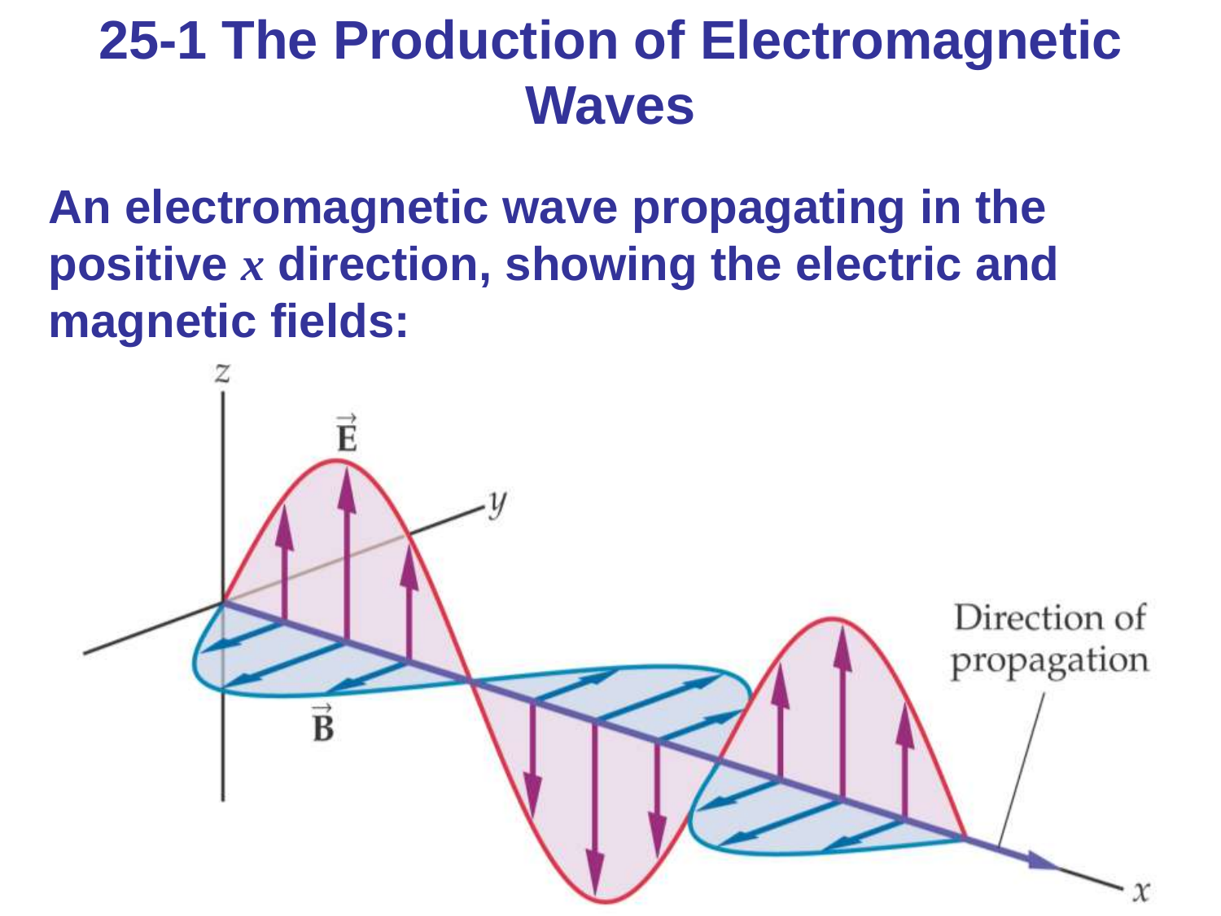# 25-1 The Production of Electromagnetic Waves

**An electromagnetic wave propagating in the positive *x* direction, showing the electric and magnetic fields:**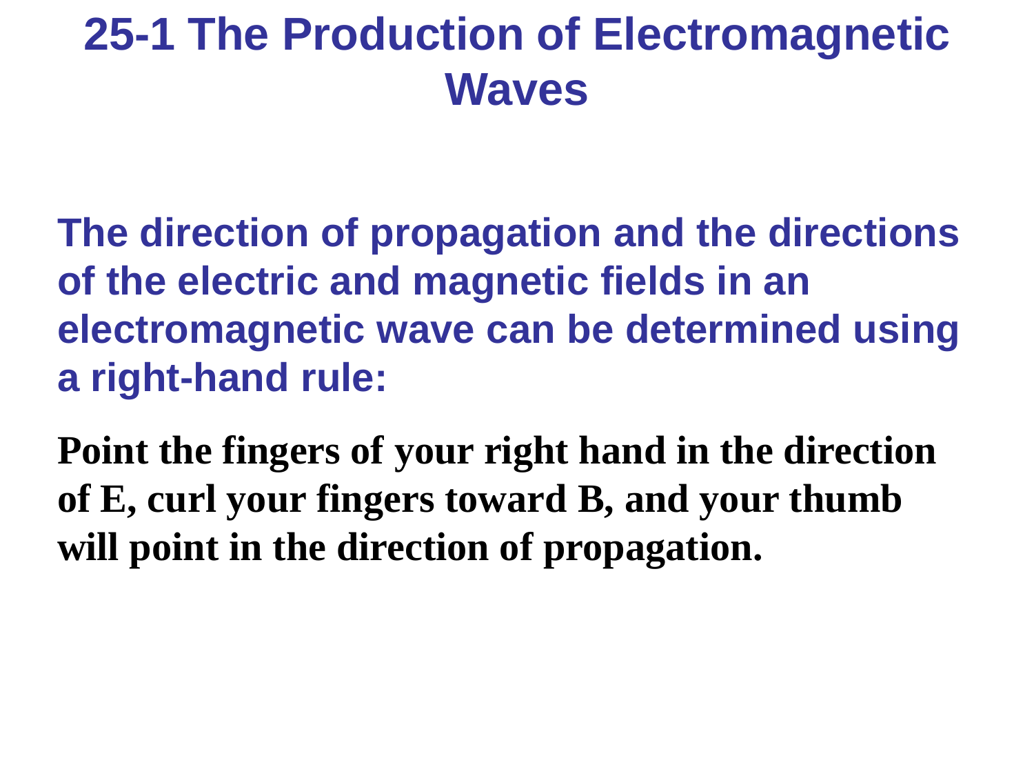# 25-1 The Production of Electromagnetic Waves

**The direction of propagation and the directions of the electric and magnetic fields in an electromagnetic wave can be determined using a right-hand rule:**

**Point the fingers of your right hand in the direction of E, curl your fingers toward B, and your thumb will point in the direction of propagation.**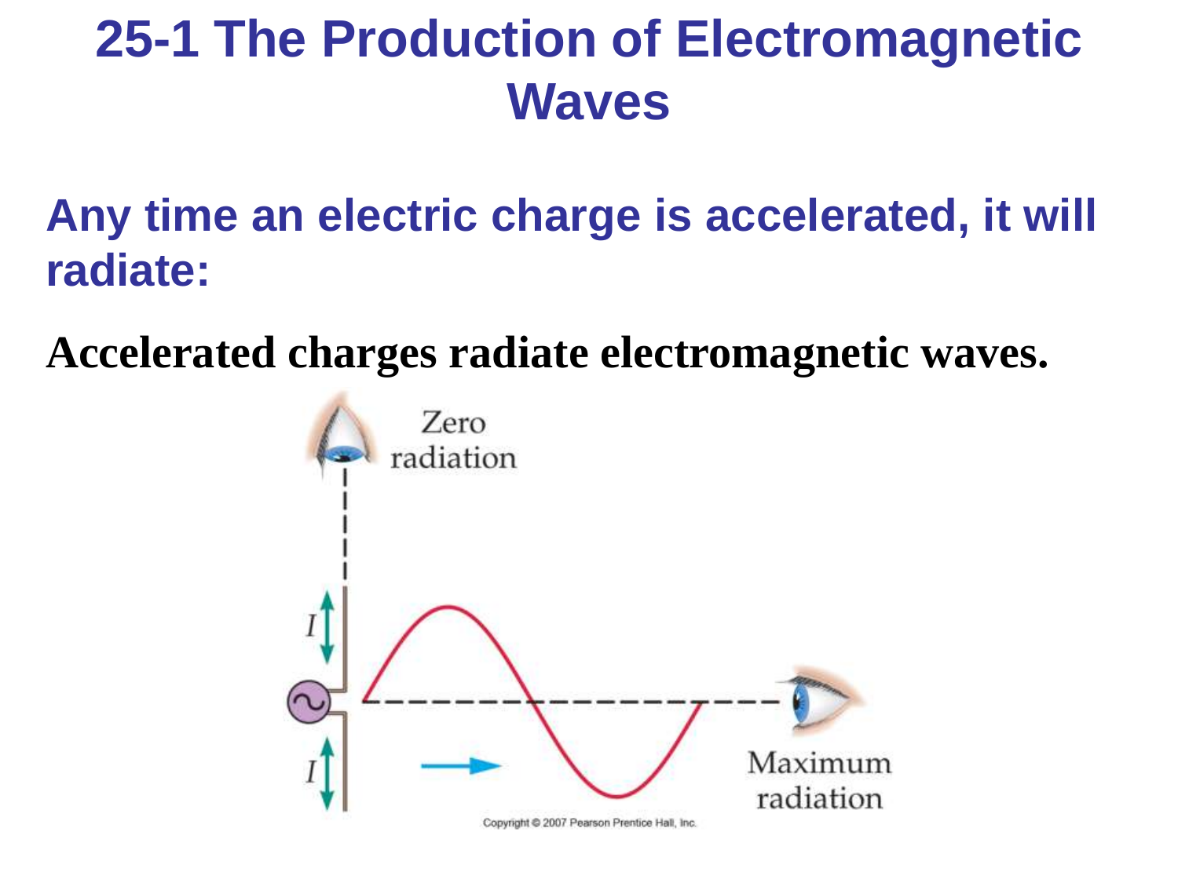# 25-1 The Production of Electromagnetic Waves

**Any time an electric charge is accelerated, it will radiate:**

**Accelerated charges radiate electromagnetic waves.**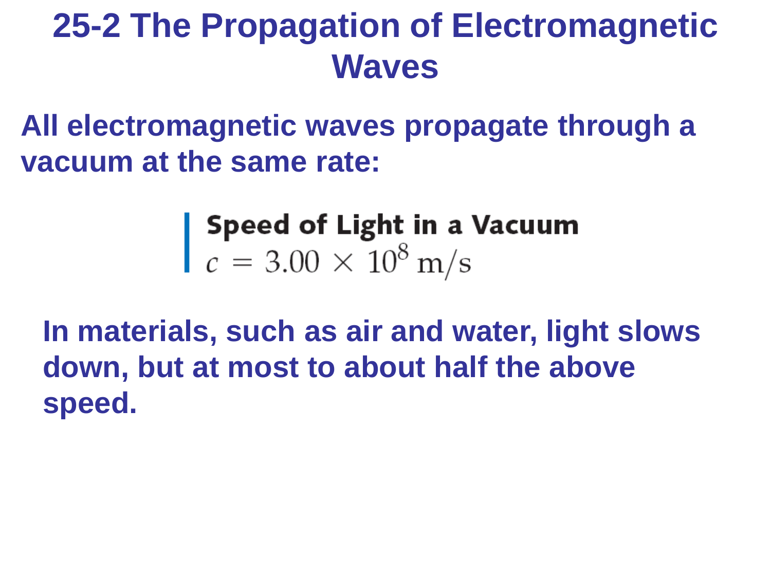# 25-2 The Propagation of Electromagnetic Waves

**All electromagnetic waves propagate through a vacuum at the same rate:**

**Speed of Light in a Vacuum**

$$c = 3.00 \times 10^8 \text{ m/s}$$

**In materials, such as air and water, light slows down, but at most to about half the above speed.**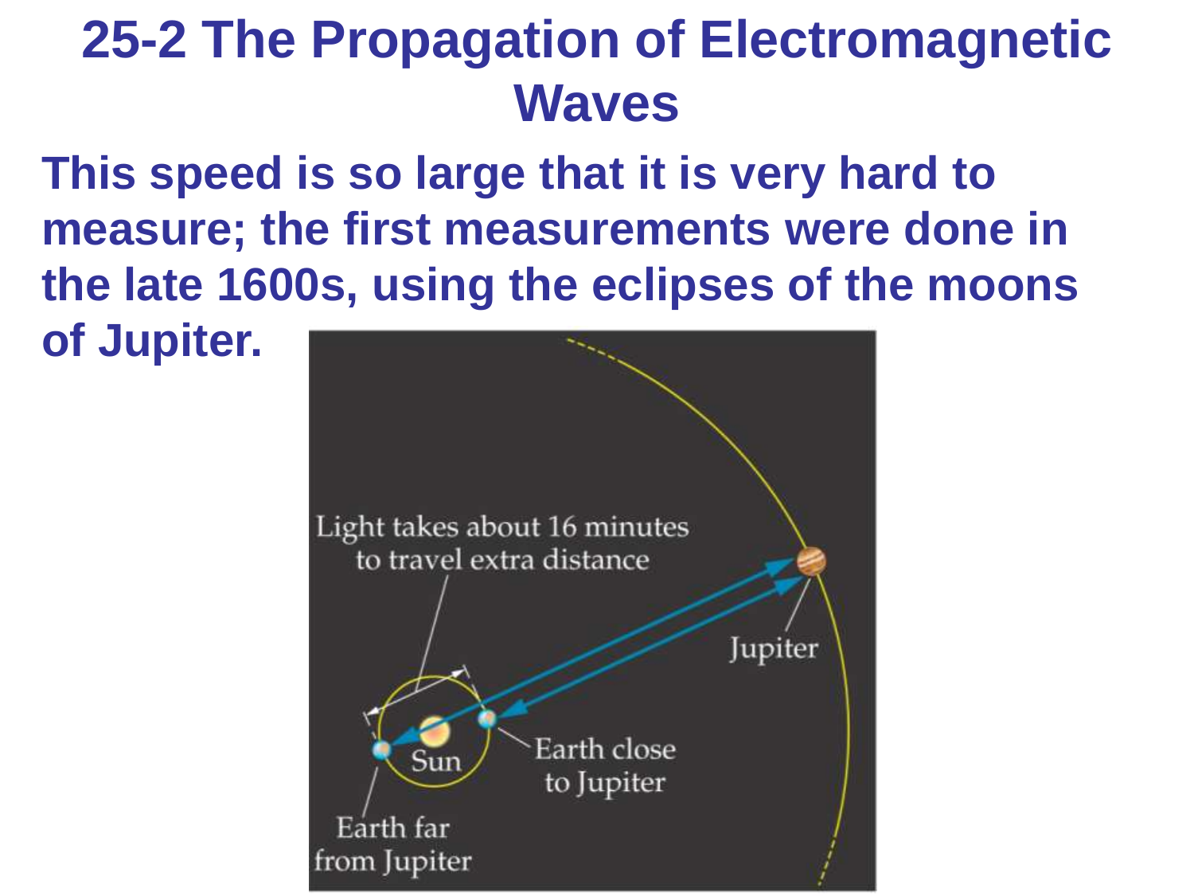# 25-2 The Propagation of Electromagnetic Waves

**This speed is so large that it is very hard to measure; the first measurements were done in the late 1600s, using the eclipses of the moons of Jupiter.**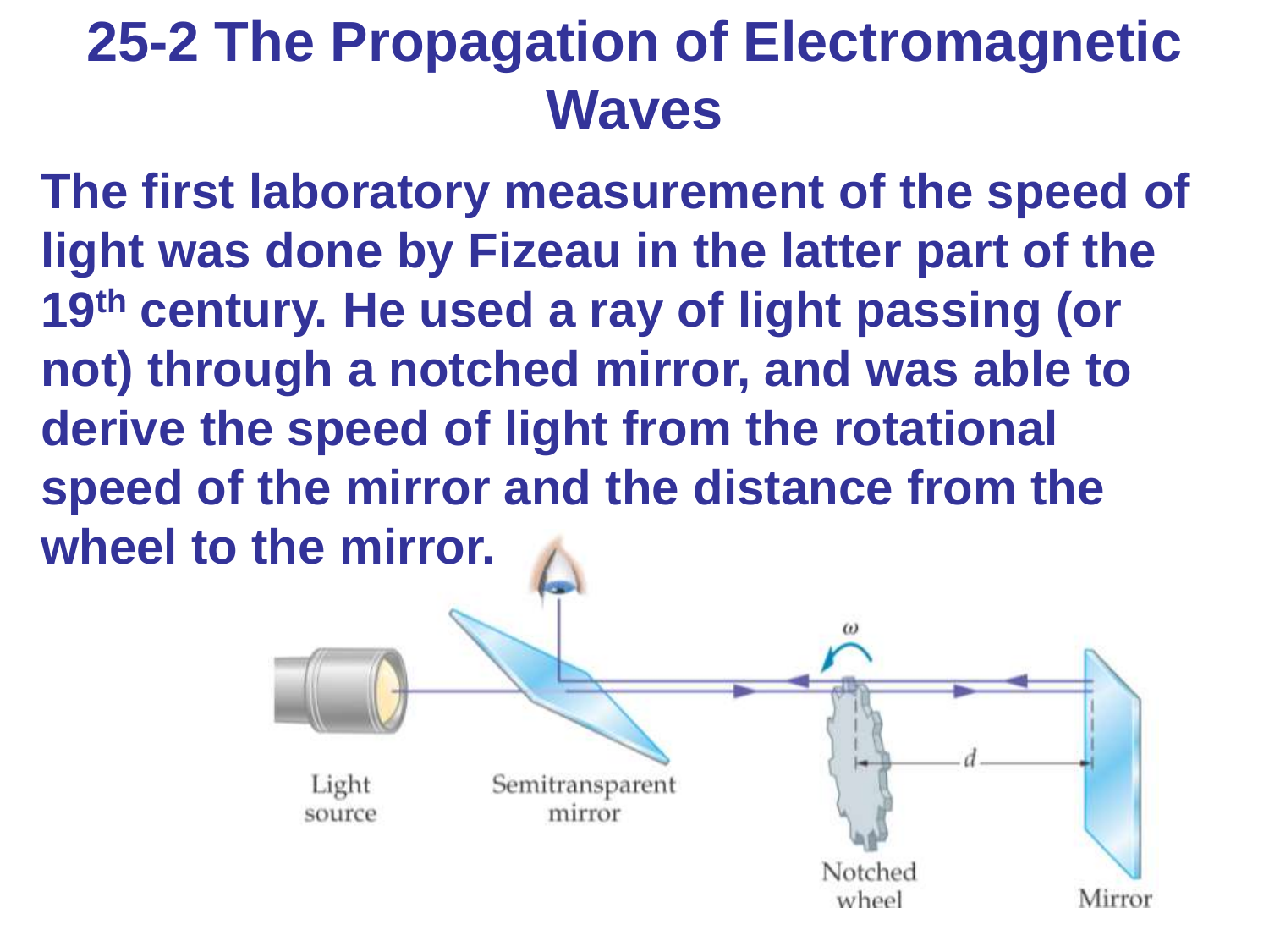# 25-2 The Propagation of Electromagnetic Waves

**The first laboratory measurement of the speed of light was done by Fizeau in the latter part of the 19th century. He used a ray of light passing (or not) through a notched mirror, and was able to derive the speed of light from the rotational speed of the mirror and the distance from the wheel to the mirror.**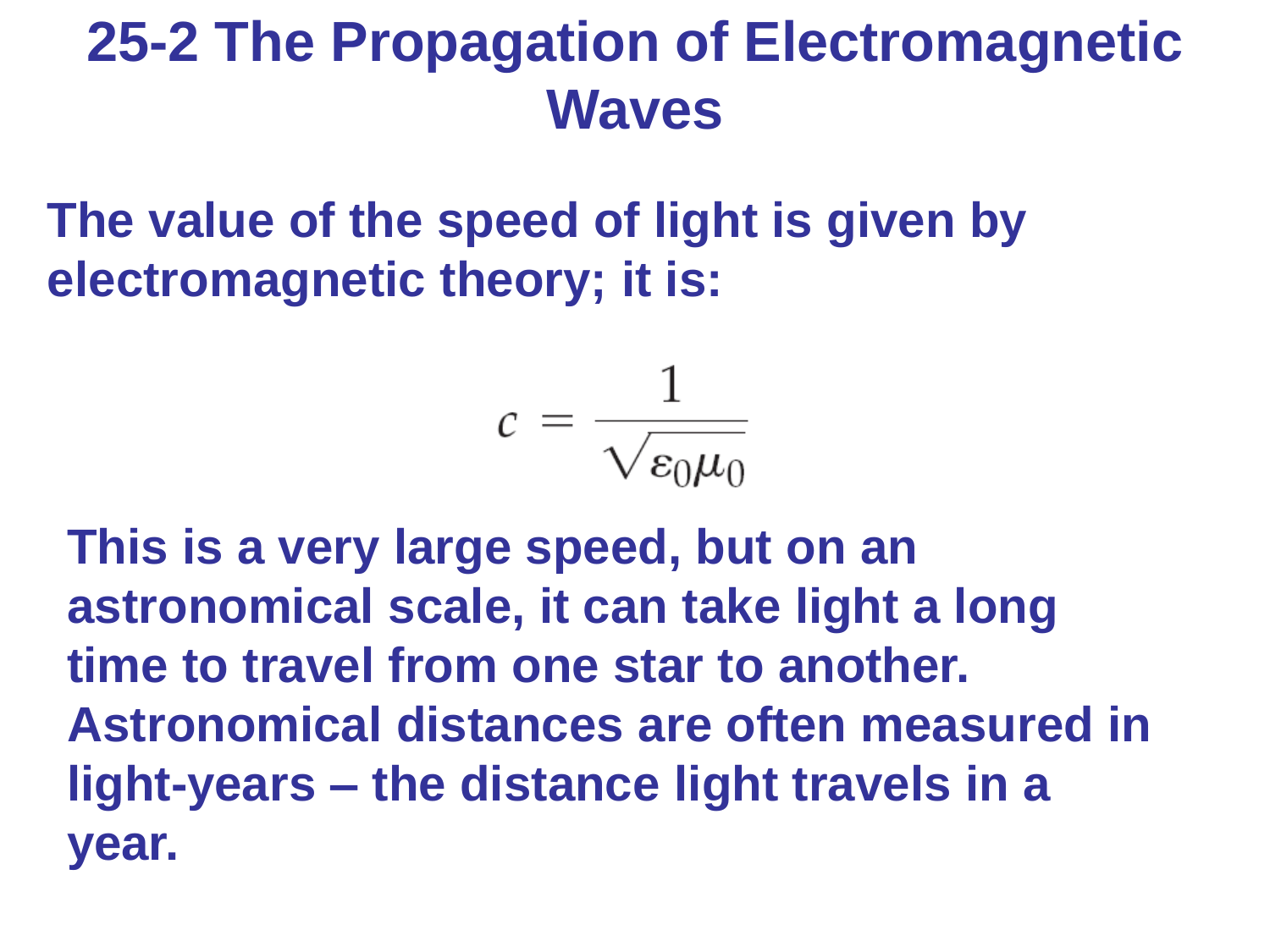# 25-2 The Propagation of Electromagnetic Waves

**The value of the speed of light is given by electromagnetic theory; it is:**

$$c = \frac{1}{\sqrt{\varepsilon_0 \mu_0}}$$

**This is a very large speed, but on an astronomical scale, it can take light a long time to travel from one star to another. Astronomical distances are often measured in light-years – the distance light travels in a year.**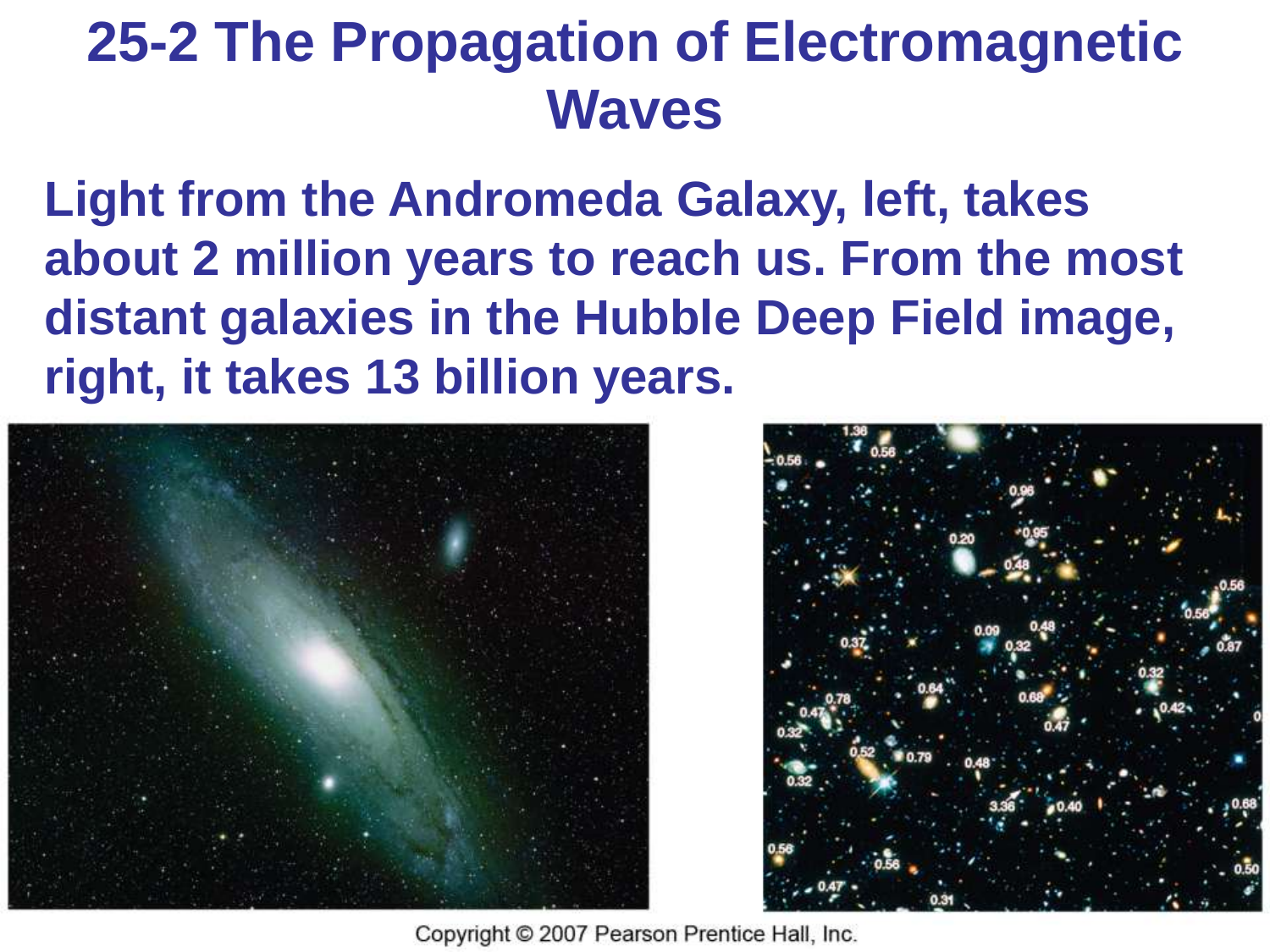# 25-2 The Propagation of Electromagnetic Waves

**Light from the Andromeda Galaxy, left, takes about 2 million years to reach us. From the most distant galaxies in the Hubble Deep Field image, right, it takes 13 billion years.**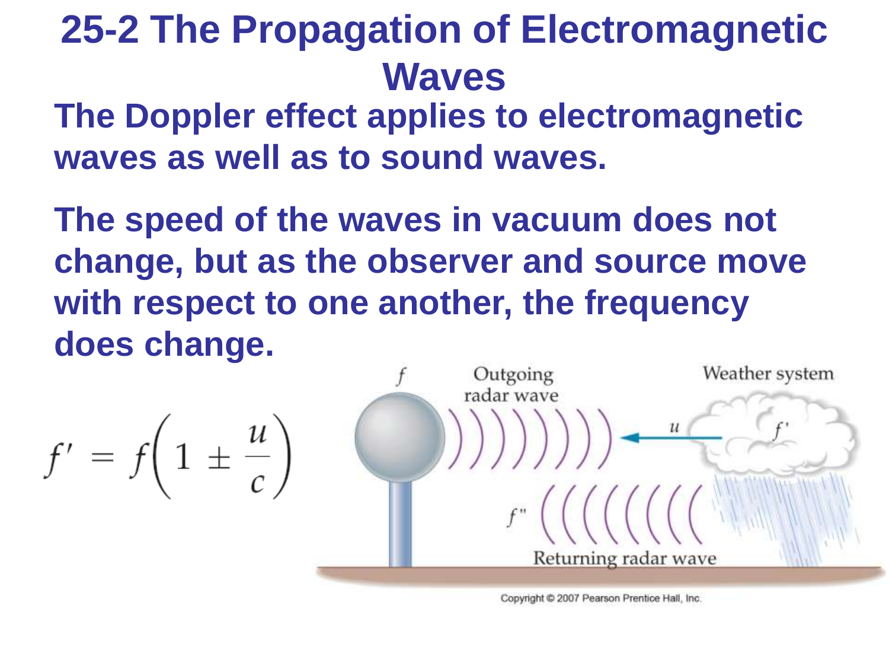# 25-2 The Propagation of Electromagnetic Waves

**The Doppler effect applies to electromagnetic waves as well as to sound waves.**

**The speed of the waves in vacuum does not change, but as the observer and source move with respect to one another, the frequency does change.**

$$f' = f\left(1 \pm \frac{u}{c}\right)$$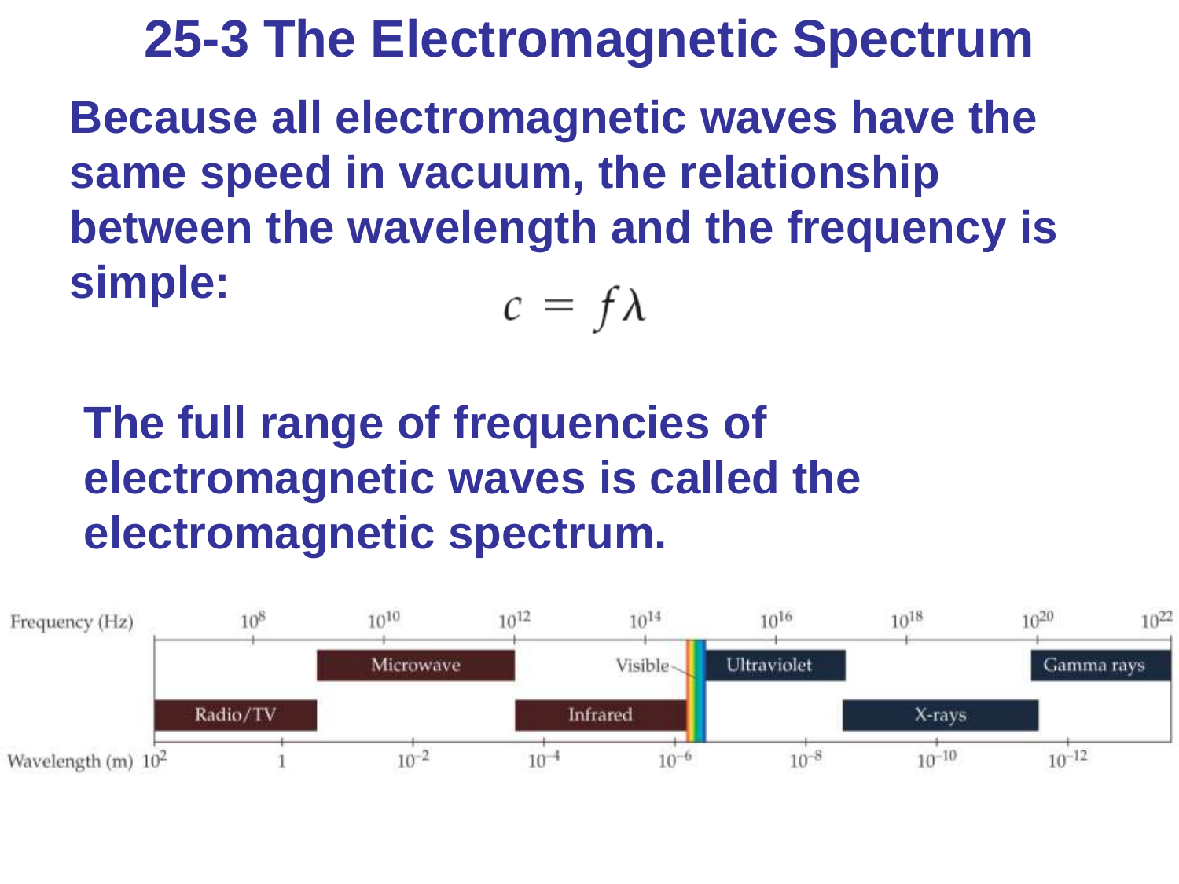# 25-3 The Electromagnetic Spectrum

**Because all electromagnetic waves have the same speed in vacuum, the relationship between the wavelength and the frequency is simple:**

$$c = f\lambda$$

**The full range of frequencies of electromagnetic waves is called the electromagnetic spectrum.**

Frequency (Hz): $10^8$, $10^{10}$, $10^{12}$, $10^{14}$, $10^{16}$, $10^{18}$, $10^{20}$, $10^{22}$

Radio/TV, Microwave, Infrared, Visible, Ultraviolet, X-rays, Gamma rays

Wavelength (m): $10^2$, $1$, $10^{-2}$, $10^{-4}$, $10^{-6}$, $10^{-8}$, $10^{-10}$, $10^{-12}$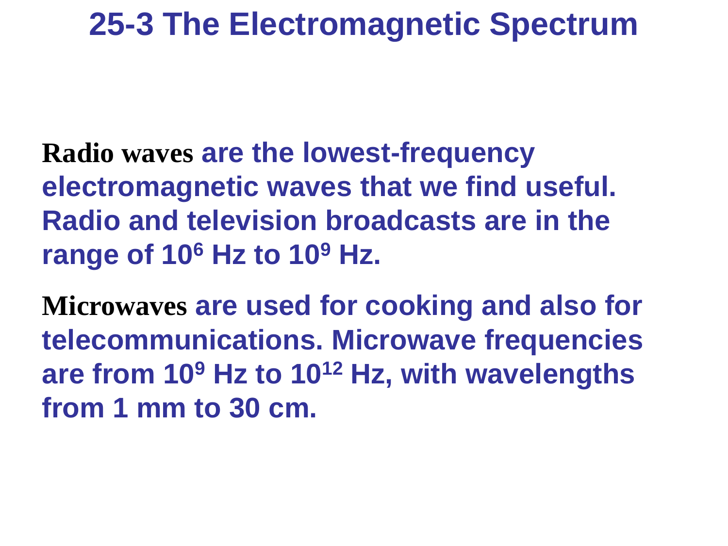# 25-3 The Electromagnetic Spectrum

**Radio waves** are the lowest-frequency electromagnetic waves that we find useful. Radio and television broadcasts are in the range of $10^6$ Hz to $10^9$ Hz.

**Microwaves** are used for cooking and also for telecommunications. Microwave frequencies are from $10^9$ Hz to $10^{12}$ Hz, with wavelengths from 1 mm to 30 cm.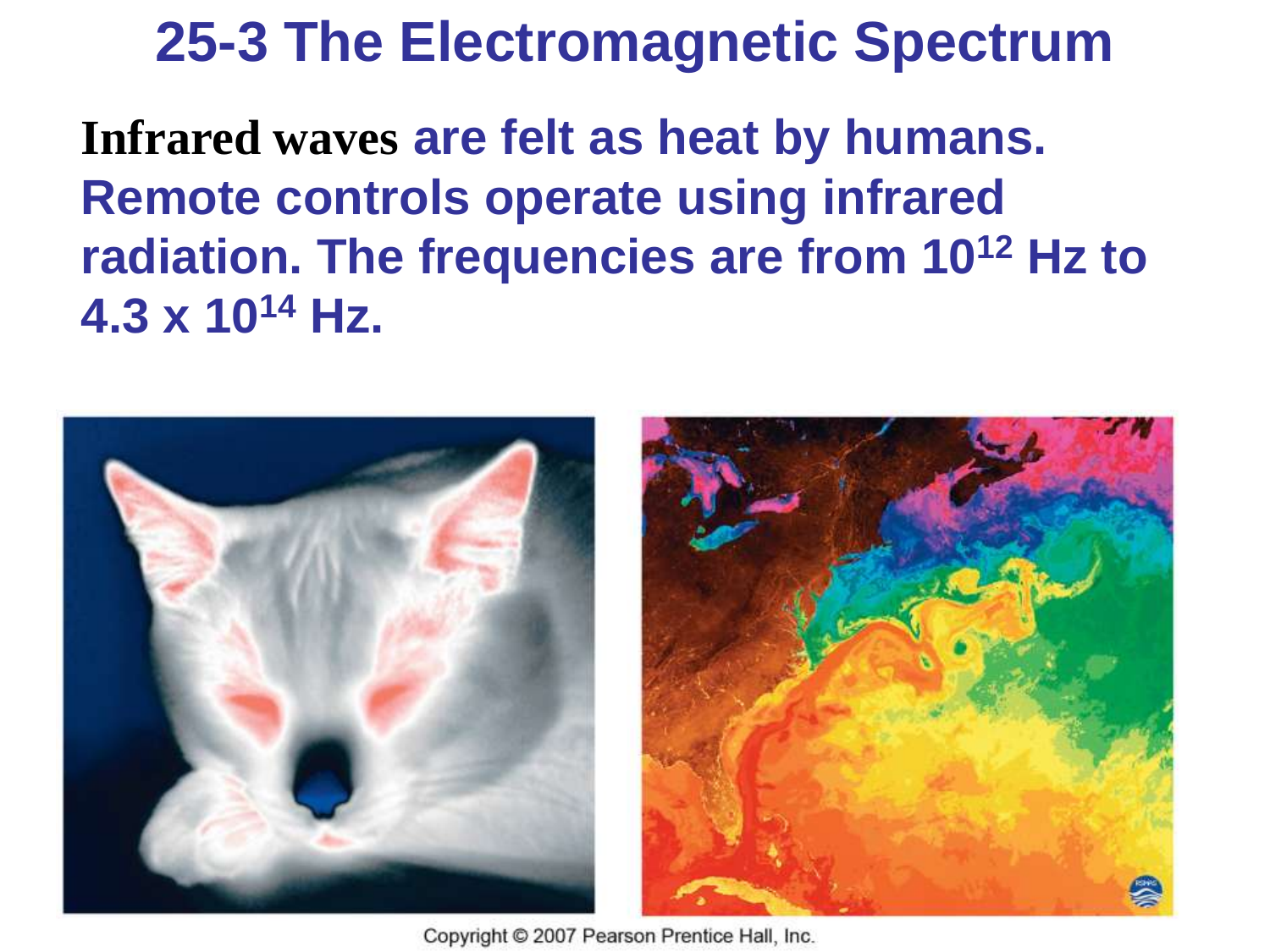# 25-3 The Electromagnetic Spectrum

**Infrared waves** are felt as heat by humans. Remote controls operate using infrared radiation. The frequencies are from $10^{12}$ Hz to $4.3 \times 10^{14}$ Hz.

Copyright © 2007 Pearson Prentice Hall, Inc.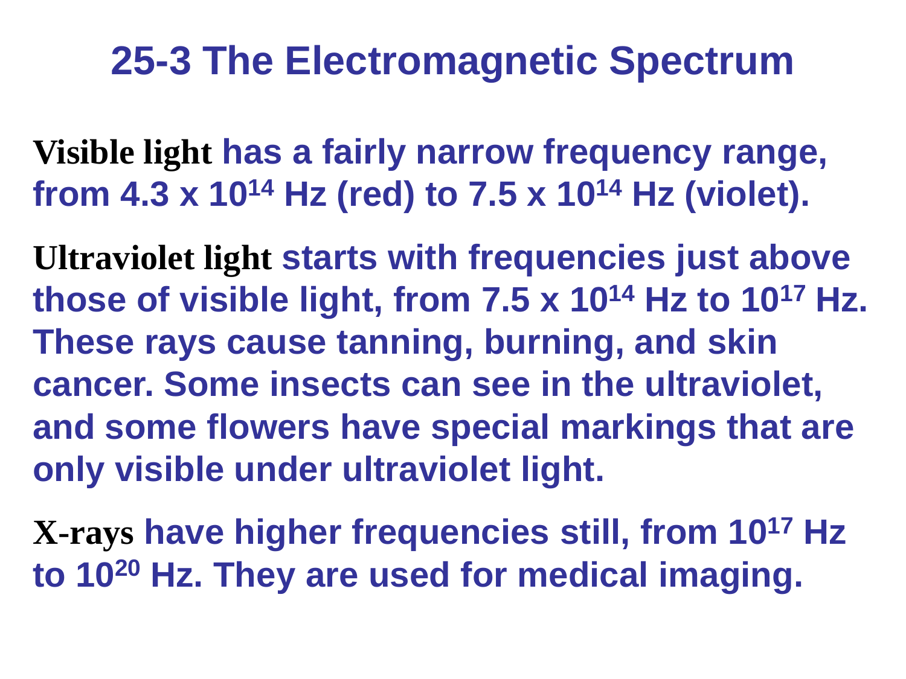# 25-3 The Electromagnetic Spectrum

**Visible light** has a fairly narrow frequency range, from $4.3 \times 10^{14}$ Hz (red) to $7.5 \times 10^{14}$ Hz (violet).

**Ultraviolet light** starts with frequencies just above those of visible light, from $7.5 \times 10^{14}$ Hz to $10^{17}$ Hz. These rays cause tanning, burning, and skin cancer. Some insects can see in the ultraviolet, and some flowers have special markings that are only visible under ultraviolet light.

**X-rays** have higher frequencies still, from $10^{17}$ Hz to $10^{20}$ Hz. They are used for medical imaging.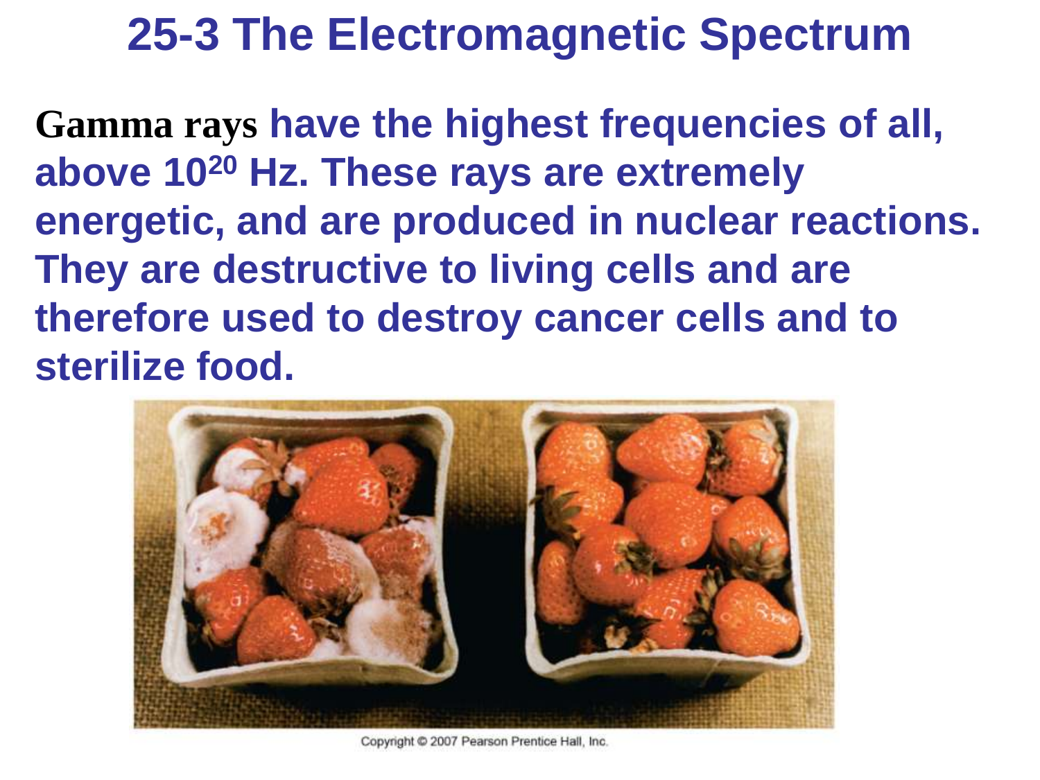# 25-3 The Electromagnetic Spectrum

**Gamma rays** have the highest frequencies of all, above $10^{20}$ Hz. These rays are extremely energetic, and are produced in nuclear reactions. They are destructive to living cells and are therefore used to destroy cancer cells and to sterilize food.

Copyright © 2007 Pearson Prentice Hall, Inc.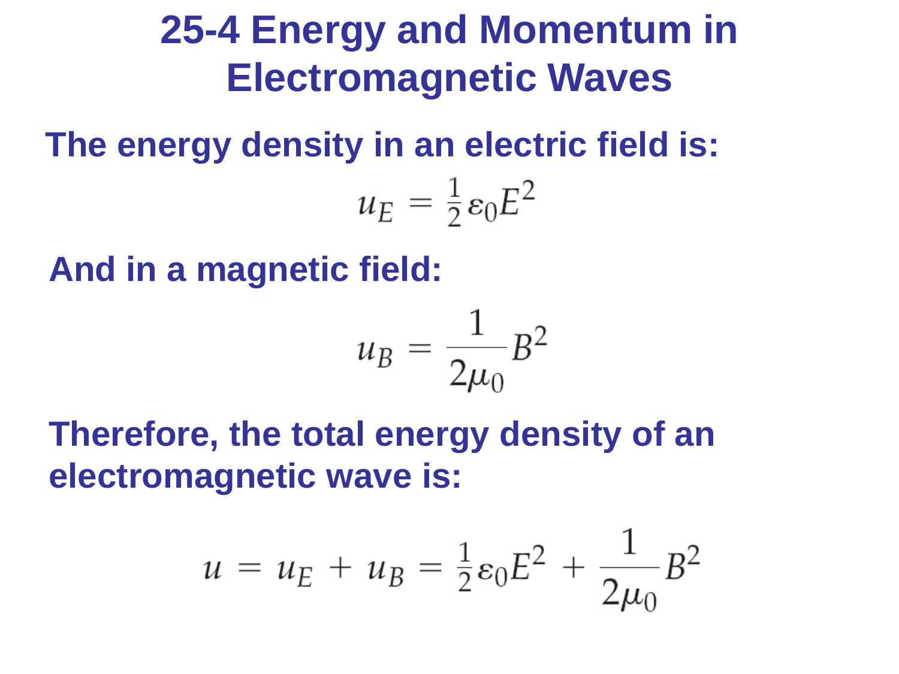# 25-4 Energy and Momentum in Electromagnetic Waves

The energy density in an electric field is:

$$u_E = \tfrac{1}{2}\varepsilon_0 E^2$$

And in a magnetic field:

$$u_B = \frac{1}{2\mu_0}B^2$$

Therefore, the total energy density of an electromagnetic wave is:

$$u = u_E + u_B = \tfrac{1}{2}\varepsilon_0 E^2 + \frac{1}{2\mu_0}B^2$$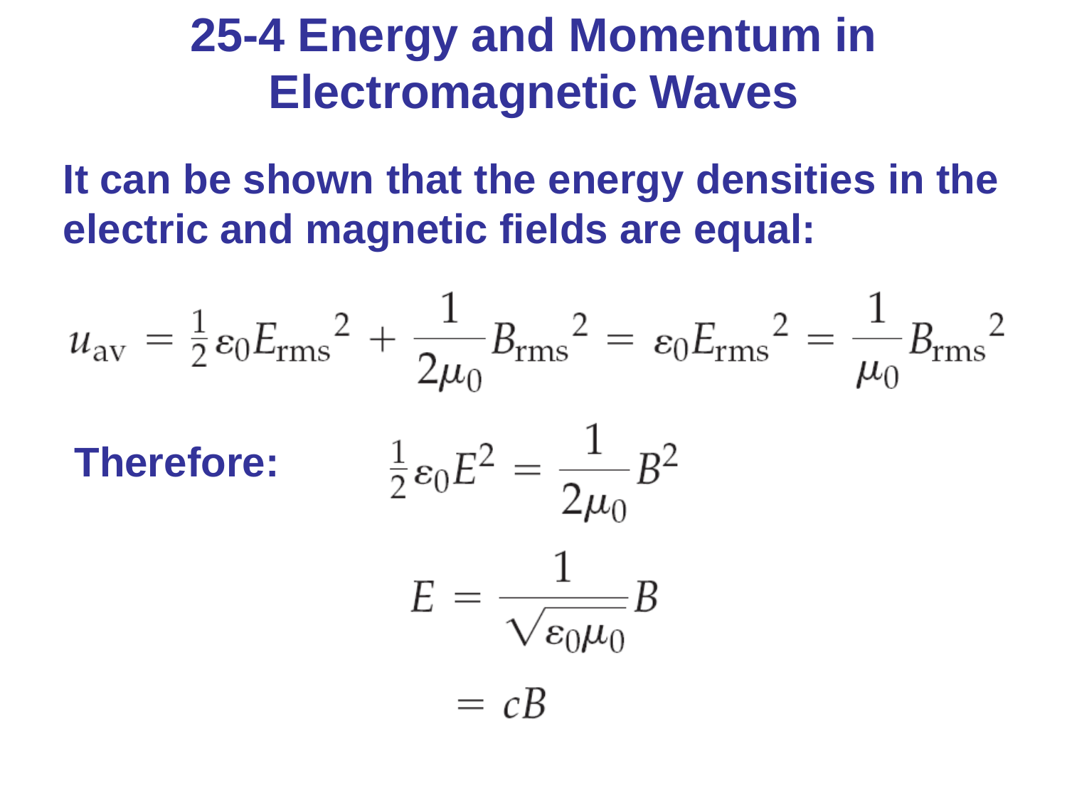# 25-4 Energy and Momentum in Electromagnetic Waves

**It can be shown that the energy densities in the electric and magnetic fields are equal:**

$$u_{\text{av}} = \tfrac{1}{2}\varepsilon_0 {E_{\text{rms}}}^2 + \frac{1}{2\mu_0}{B_{\text{rms}}}^2 = \varepsilon_0 {E_{\text{rms}}}^2 = \frac{1}{\mu_0}{B_{\text{rms}}}^2$$

**Therefore:**

$$\tfrac{1}{2}\varepsilon_0 E^2 = \frac{1}{2\mu_0}B^2$$

$$E = \frac{1}{\sqrt{\varepsilon_0\mu_0}}B$$

$$= cB$$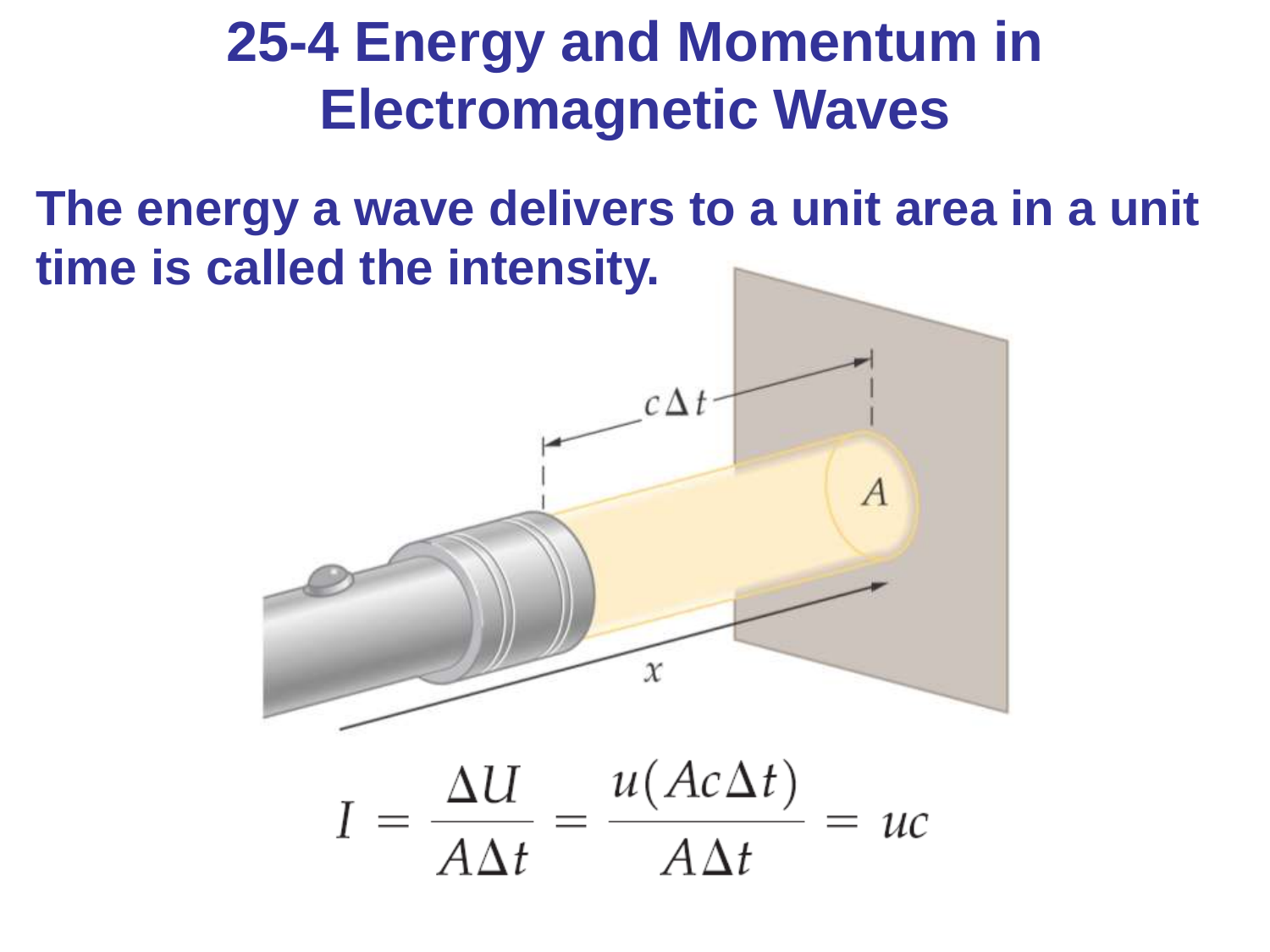# 25-4 Energy and Momentum in Electromagnetic Waves

**The energy a wave delivers to a unit area in a unit time is called the intensity.**

$$I = \frac{\Delta U}{A\Delta t} = \frac{u(Ac\Delta t)}{A\Delta t} = uc$$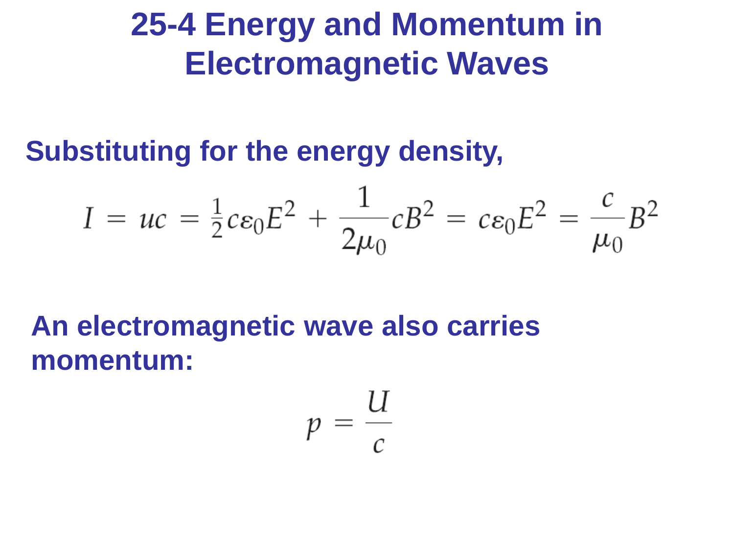# 25-4 Energy and Momentum in Electromagnetic Waves

**Substituting for the energy density,**

$$I = uc = \tfrac{1}{2}c\varepsilon_0 E^2 + \frac{1}{2\mu_0}cB^2 = c\varepsilon_0 E^2 = \frac{c}{\mu_0}B^2$$

**An electromagnetic wave also carries momentum:**

$$p = \frac{U}{c}$$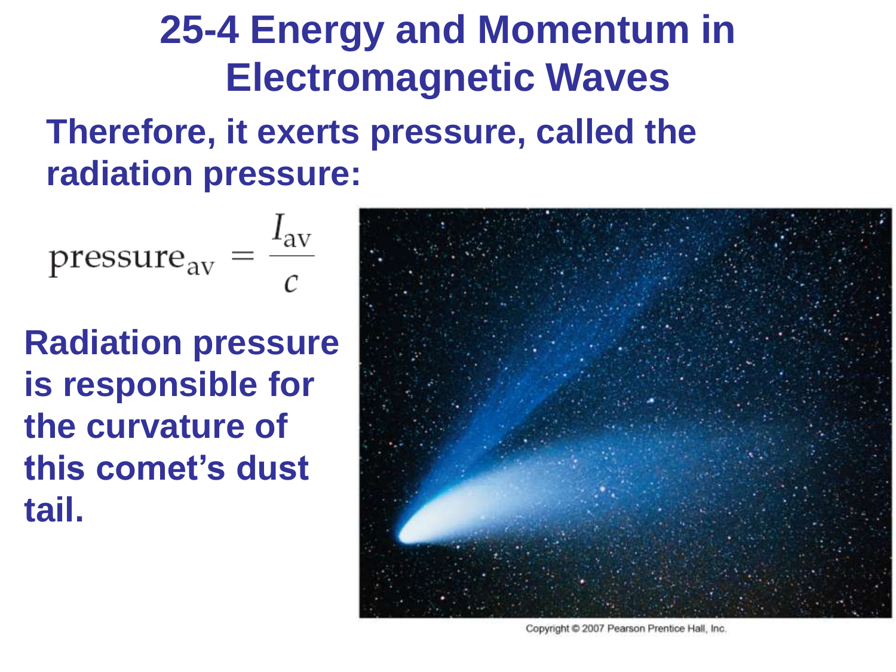# 25-4 Energy and Momentum in Electromagnetic Waves

**Therefore, it exerts pressure, called the radiation pressure:**

$$\text{pressure}_{\text{av}} = \frac{I_{\text{av}}}{c}$$

**Radiation pressure is responsible for the curvature of this comet's dust tail.**

Copyright © 2007 Pearson Prentice Hall, Inc.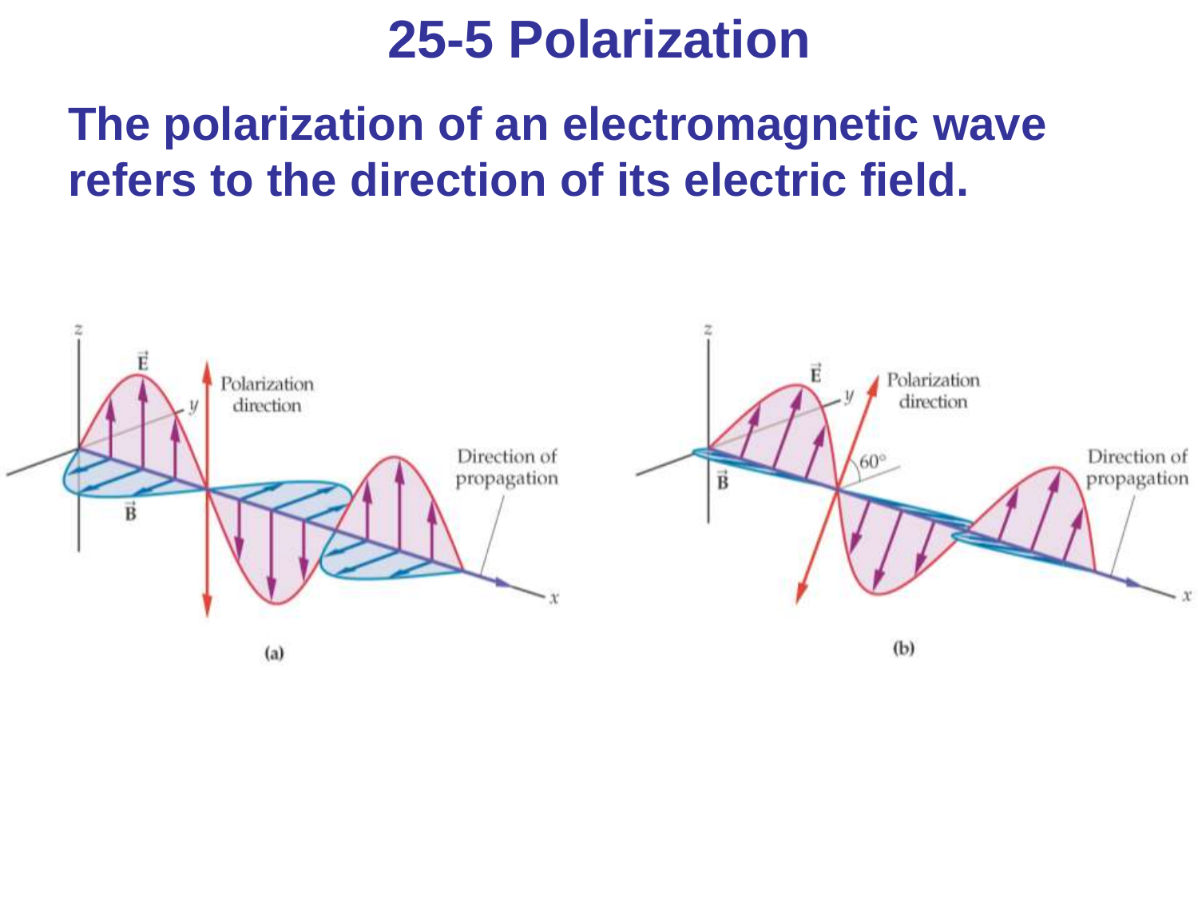# 25-5 Polarization

**The polarization of an electromagnetic wave refers to the direction of its electric field.**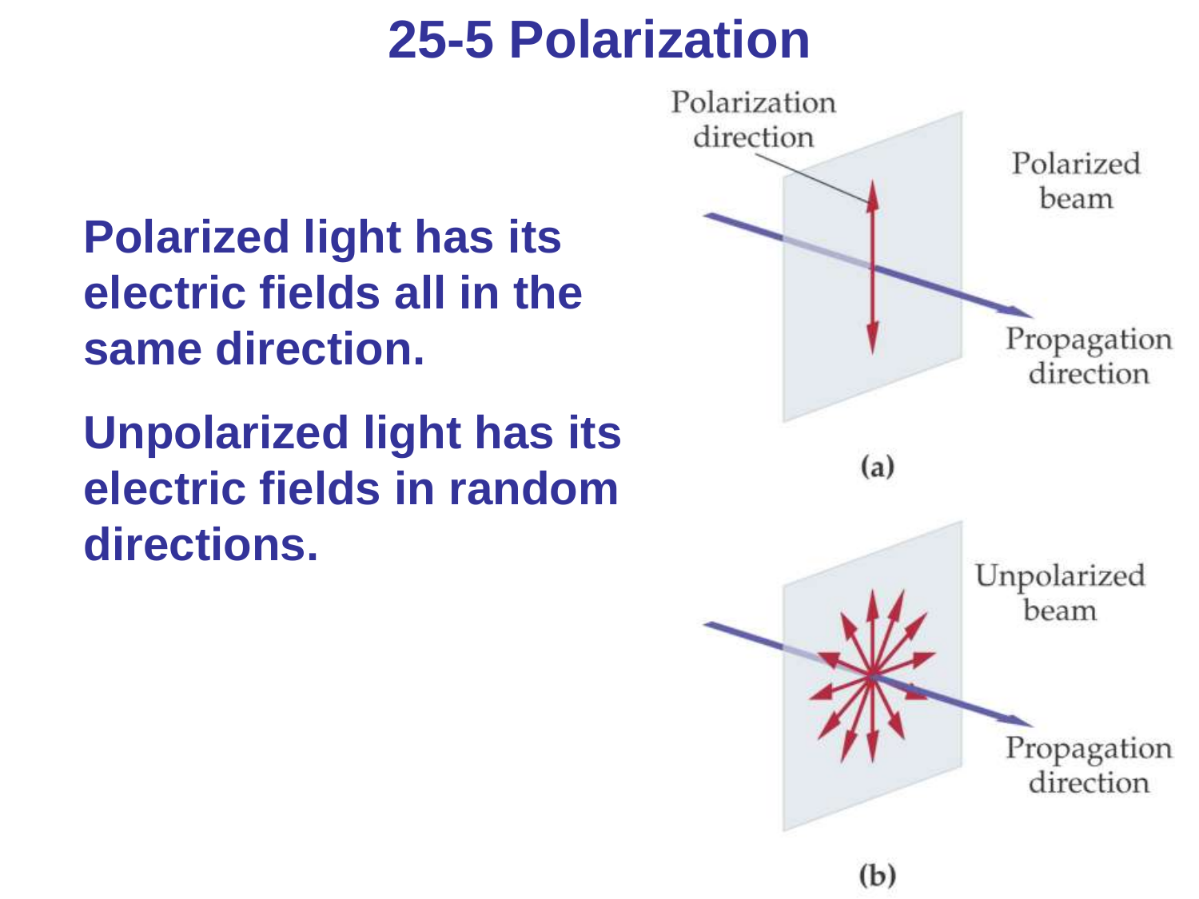# 25-5 Polarization

**Polarized light has its electric fields all in the same direction.**

**Unpolarized light has its electric fields in random directions.**

Polarization direction

Polarized beam

Propagation direction

(a)

Unpolarized beam

Propagation direction

(b)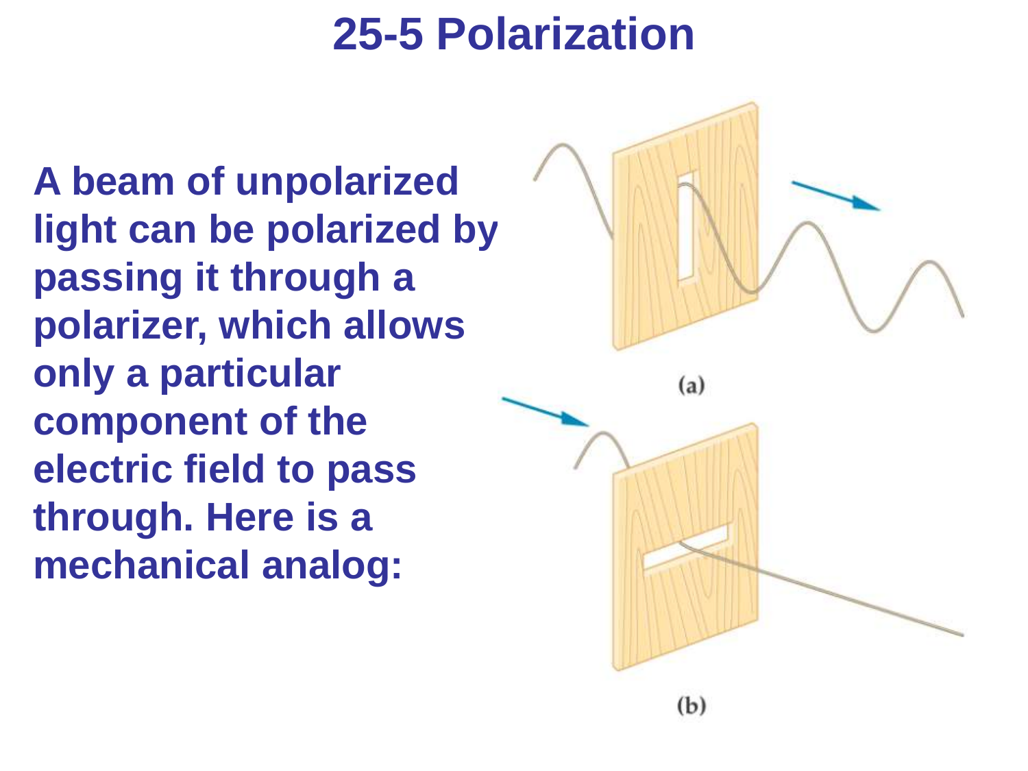# 25-5 Polarization

**A beam of unpolarized light can be polarized by passing it through a polarizer, which allows only a particular component of the electric field to pass through. Here is a mechanical analog:**

(a)

(b)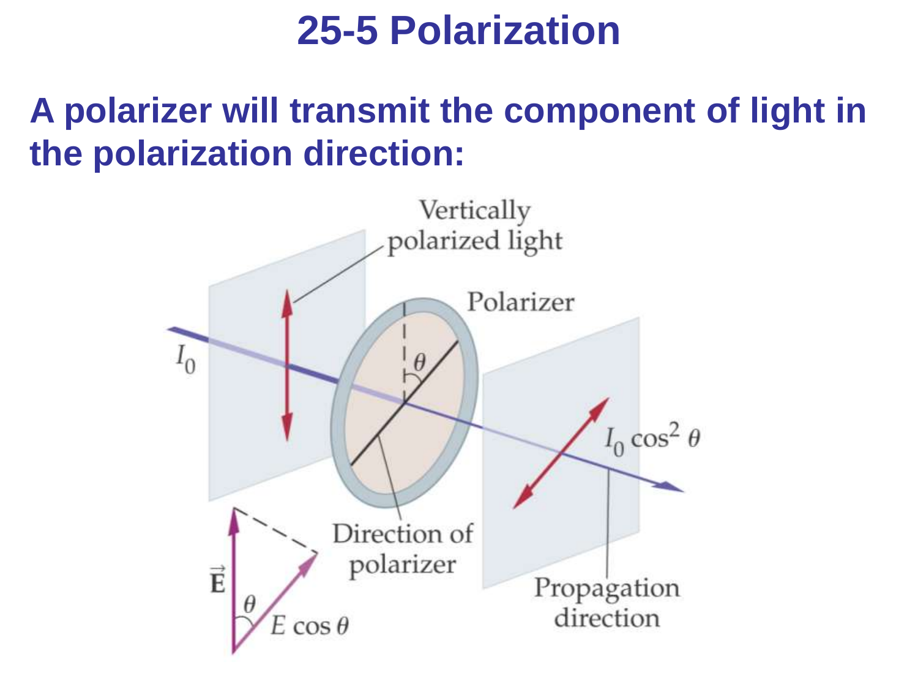# 25-5 Polarization

**A polarizer will transmit the component of light in the polarization direction:**

Vertically polarized light

Polarizer

$I_0$

$\theta$

$I_0 \cos^2 \theta$

Direction of polarizer

Propagation direction

$\vec{\mathbf{E}}$

$\theta$

$E \cos \theta$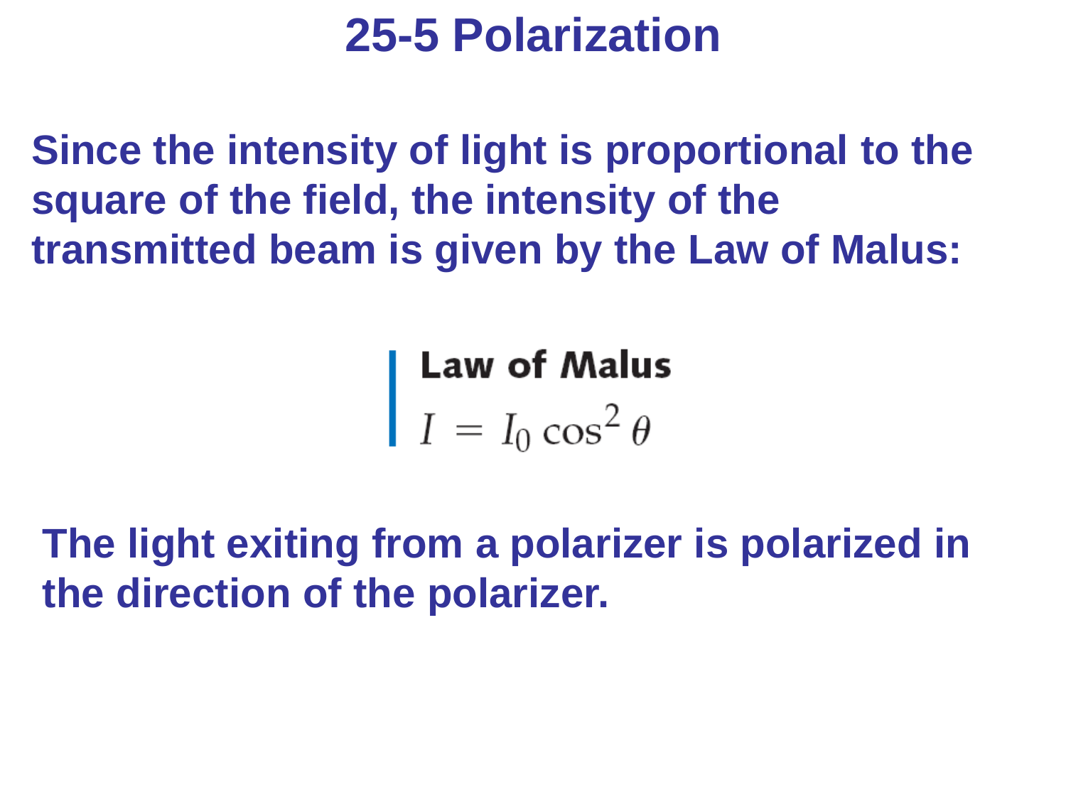# 25-5 Polarization

**Since the intensity of light is proportional to the square of the field, the intensity of the transmitted beam is given by the Law of Malus:**

**Law of Malus**

$$I = I_0 \cos^2 \theta$$

**The light exiting from a polarizer is polarized in the direction of the polarizer.**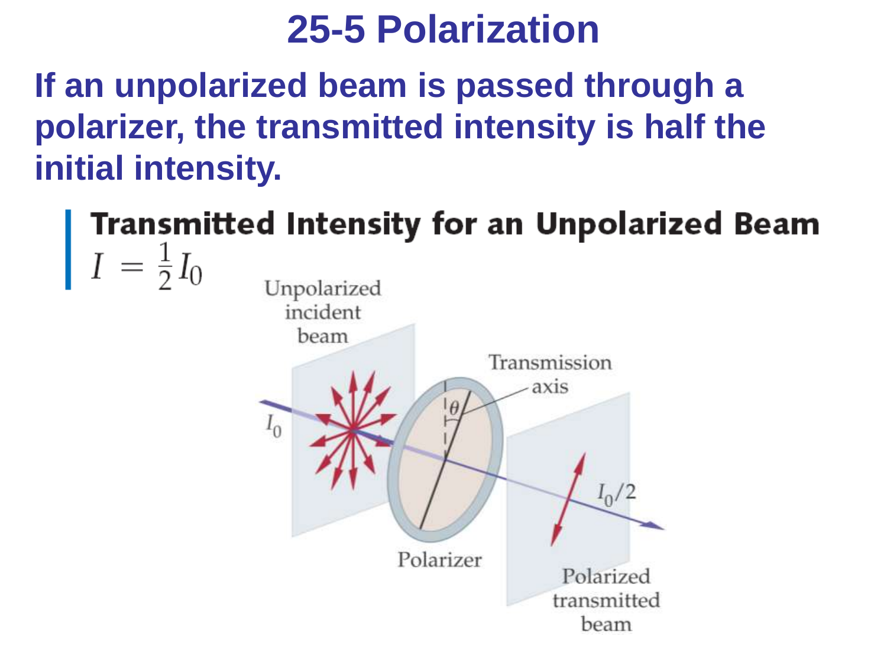# 25-5 Polarization

**If an unpolarized beam is passed through a polarizer, the transmitted intensity is half the initial intensity.**

**Transmitted Intensity for an Unpolarized Beam**

$$I = \frac{1}{2} I_0$$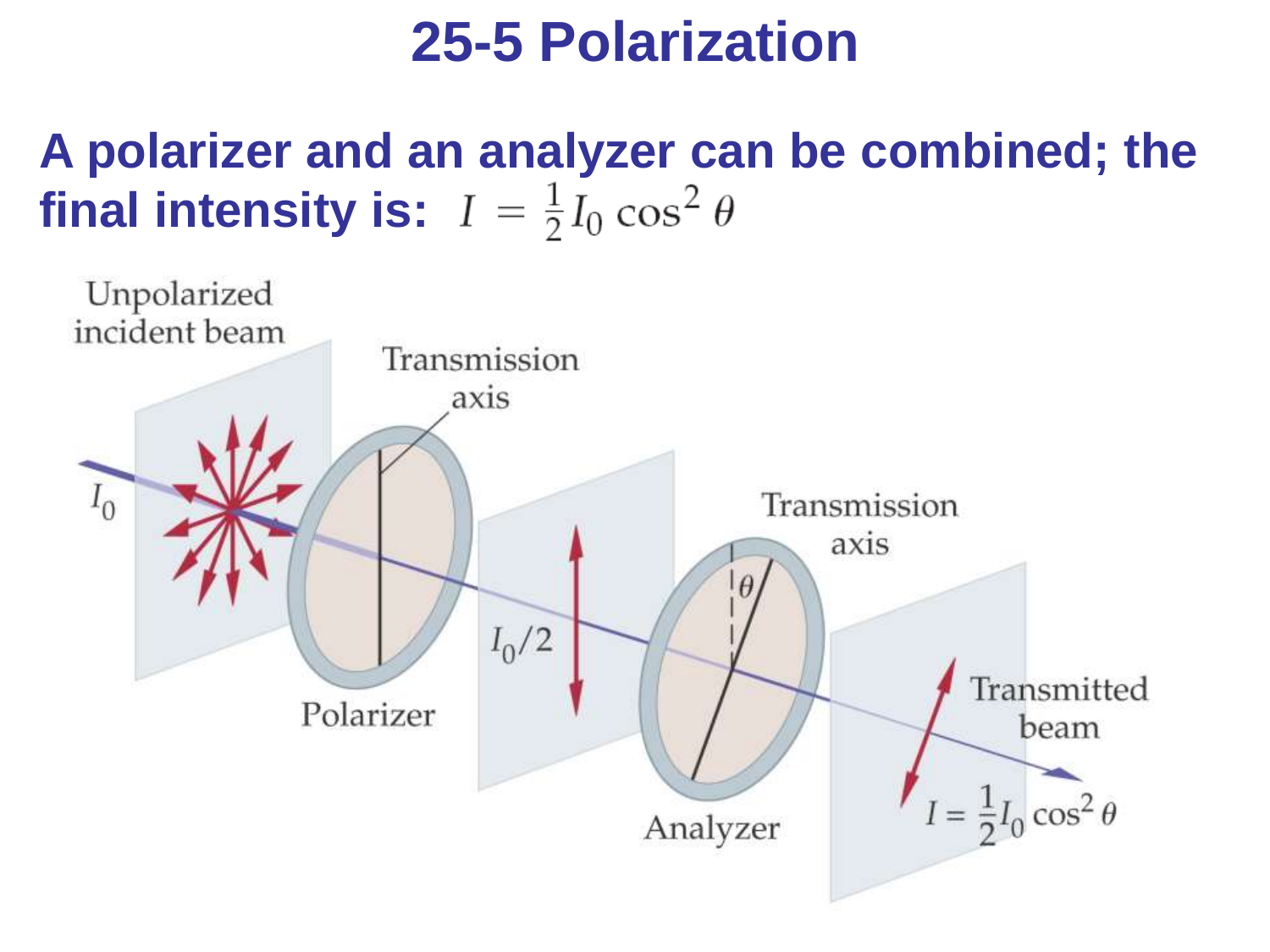# 25-5 Polarization

**A polarizer and an analyzer can be combined; the final intensity is:** $I = \frac{1}{2} I_0 \cos^2 \theta$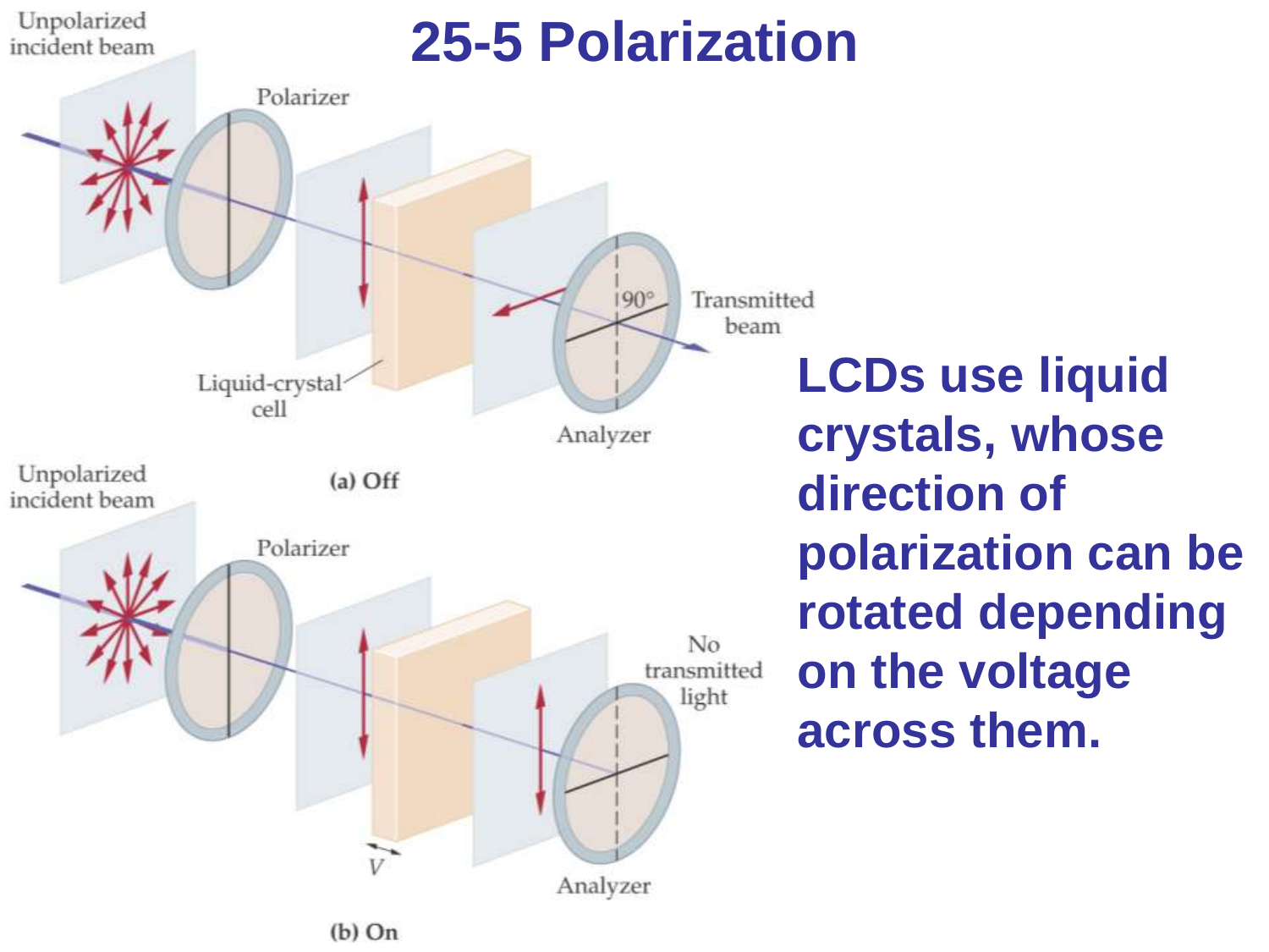# 25-5 Polarization

Unpolarized incident beam

Polarizer

Liquid-crystal cell

90°

Transmitted beam

Analyzer

(a) Off

Unpolarized incident beam

Polarizer

No transmitted light

$V$

Analyzer

(b) On

**LCDs use liquid crystals, whose direction of polarization can be rotated depending on the voltage across them.**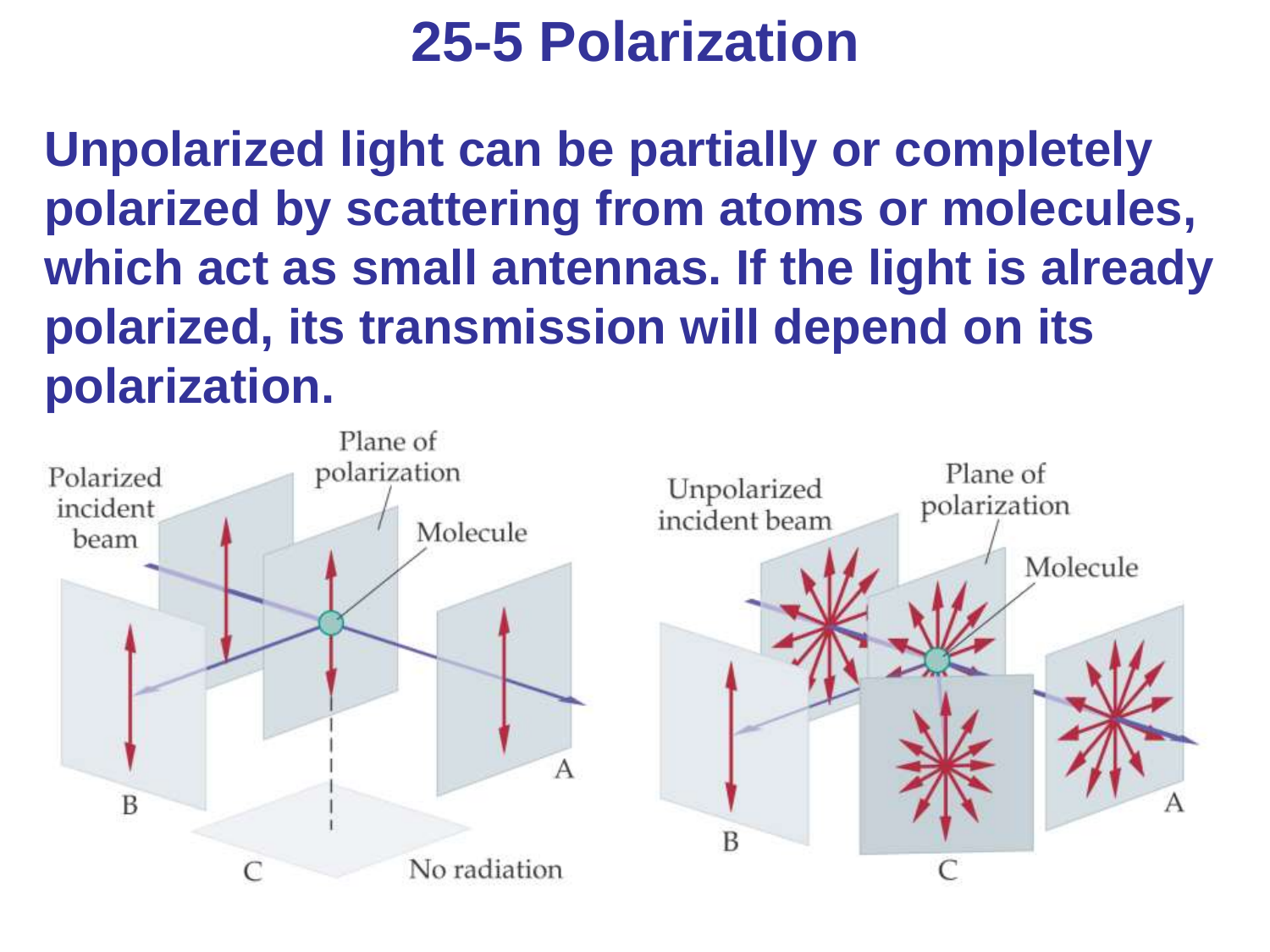# 25-5 Polarization

**Unpolarized light can be partially or completely polarized by scattering from atoms or molecules, which act as small antennas. If the light is already polarized, its transmission will depend on its polarization.**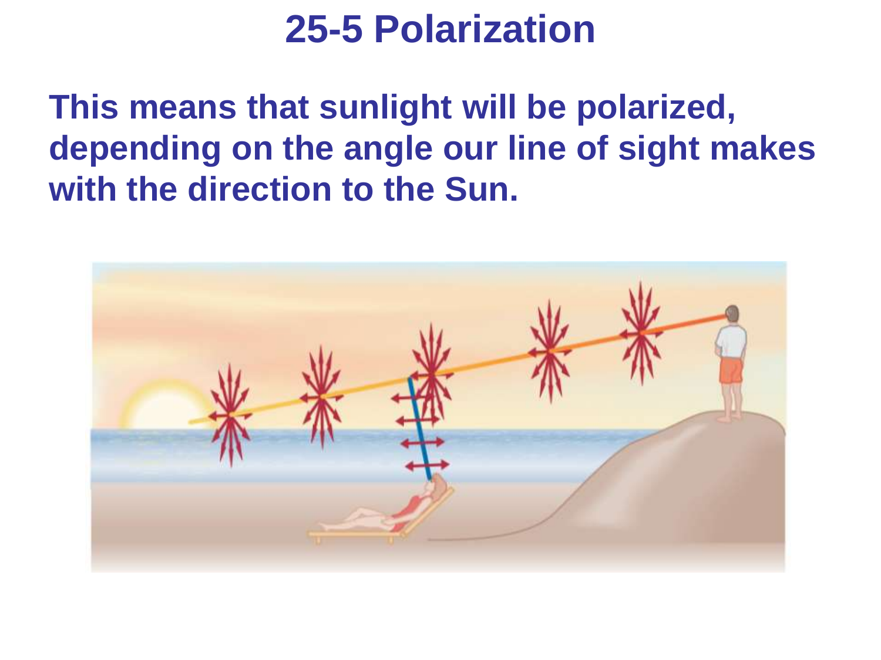# 25-5 Polarization

**This means that sunlight will be polarized, depending on the angle our line of sight makes with the direction to the Sun.**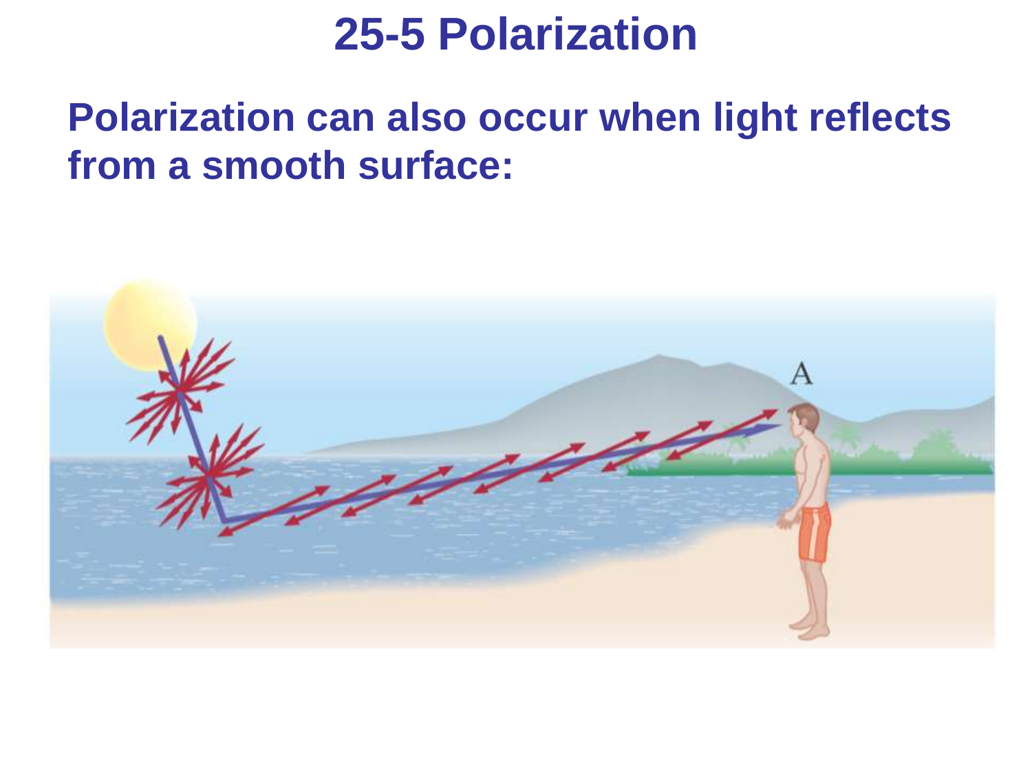# 25-5 Polarization

**Polarization can also occur when light reflects from a smooth surface:**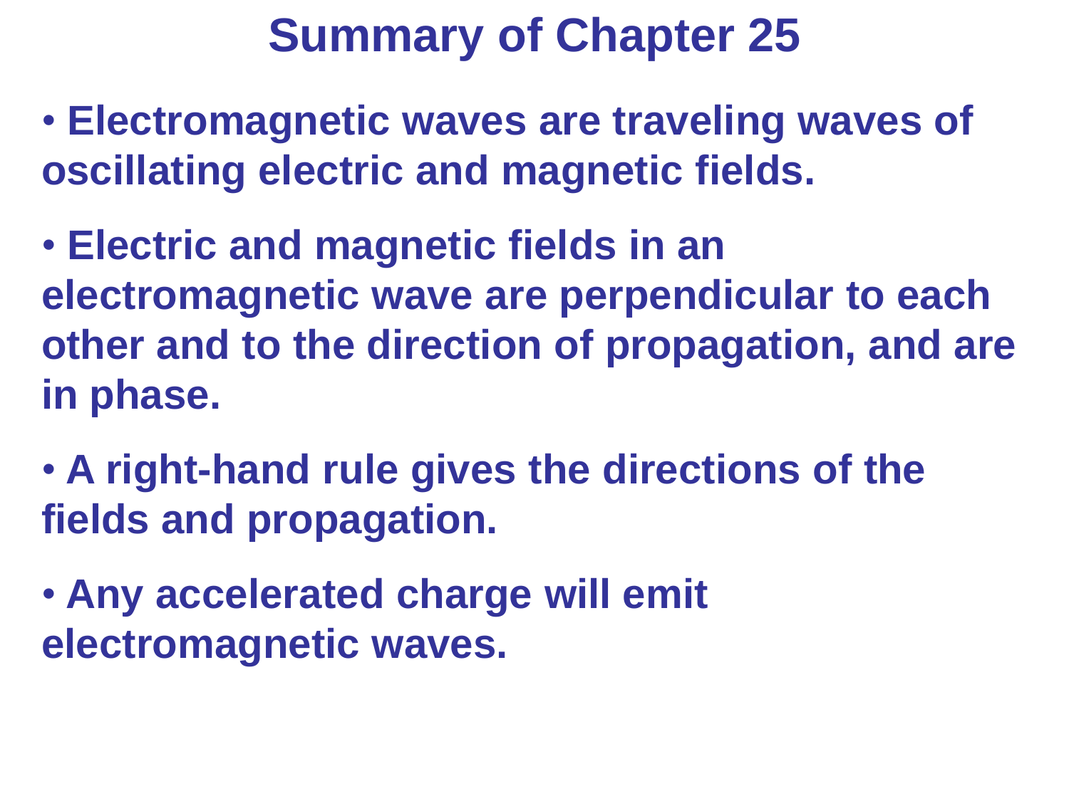# Summary of Chapter 25

- Electromagnetic waves are traveling waves of oscillating electric and magnetic fields.
- Electric and magnetic fields in an electromagnetic wave are perpendicular to each other and to the direction of propagation, and are in phase.
- A right-hand rule gives the directions of the fields and propagation.
- Any accelerated charge will emit electromagnetic waves.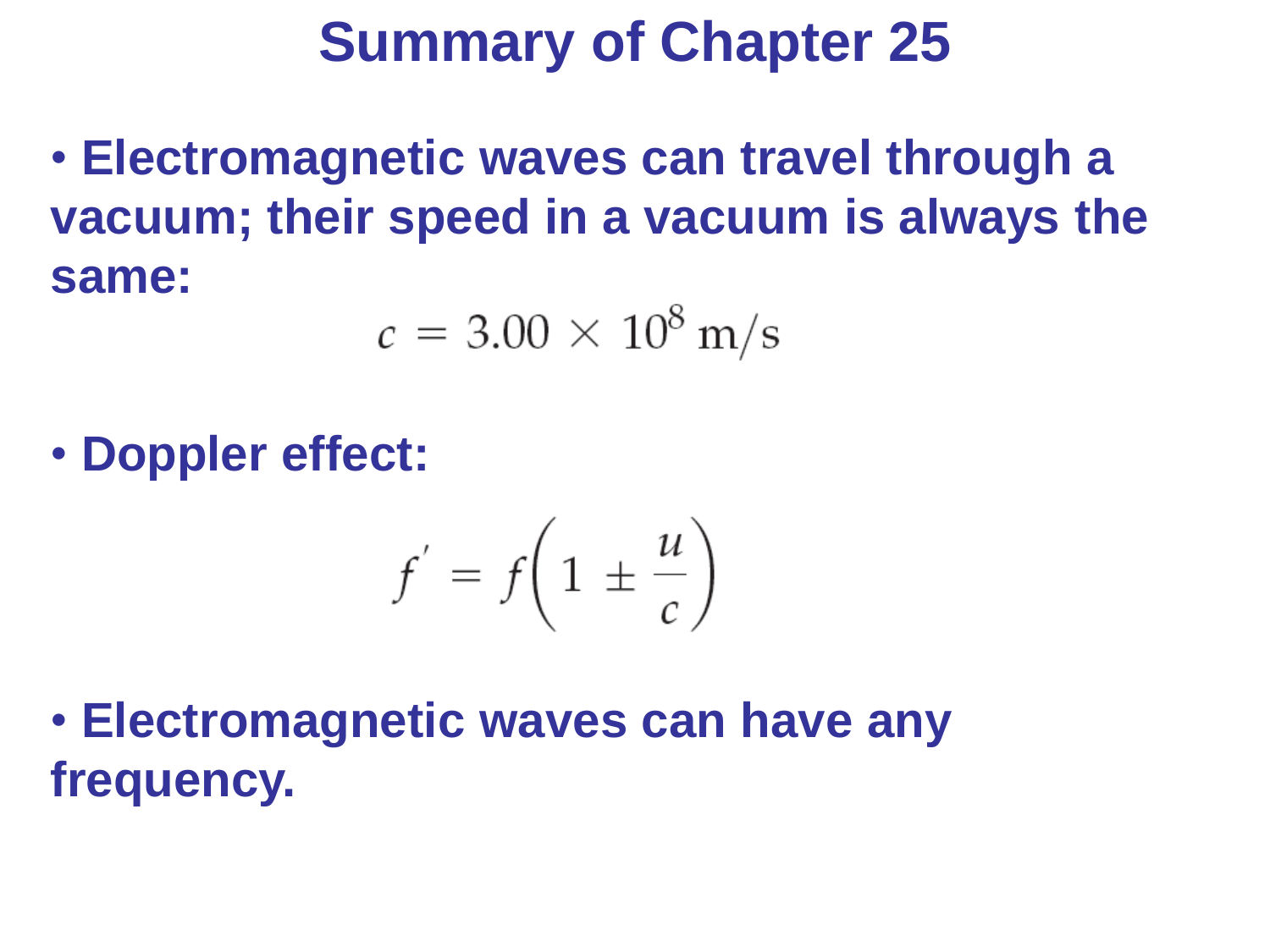# Summary of Chapter 25

- **Electromagnetic waves can travel through a vacuum; their speed in a vacuum is always the same:**

$$c = 3.00 \times 10^8 \text{ m/s}$$

- **Doppler effect:**

$$f' = f\left(1 \pm \frac{u}{c}\right)$$

- **Electromagnetic waves can have any frequency.**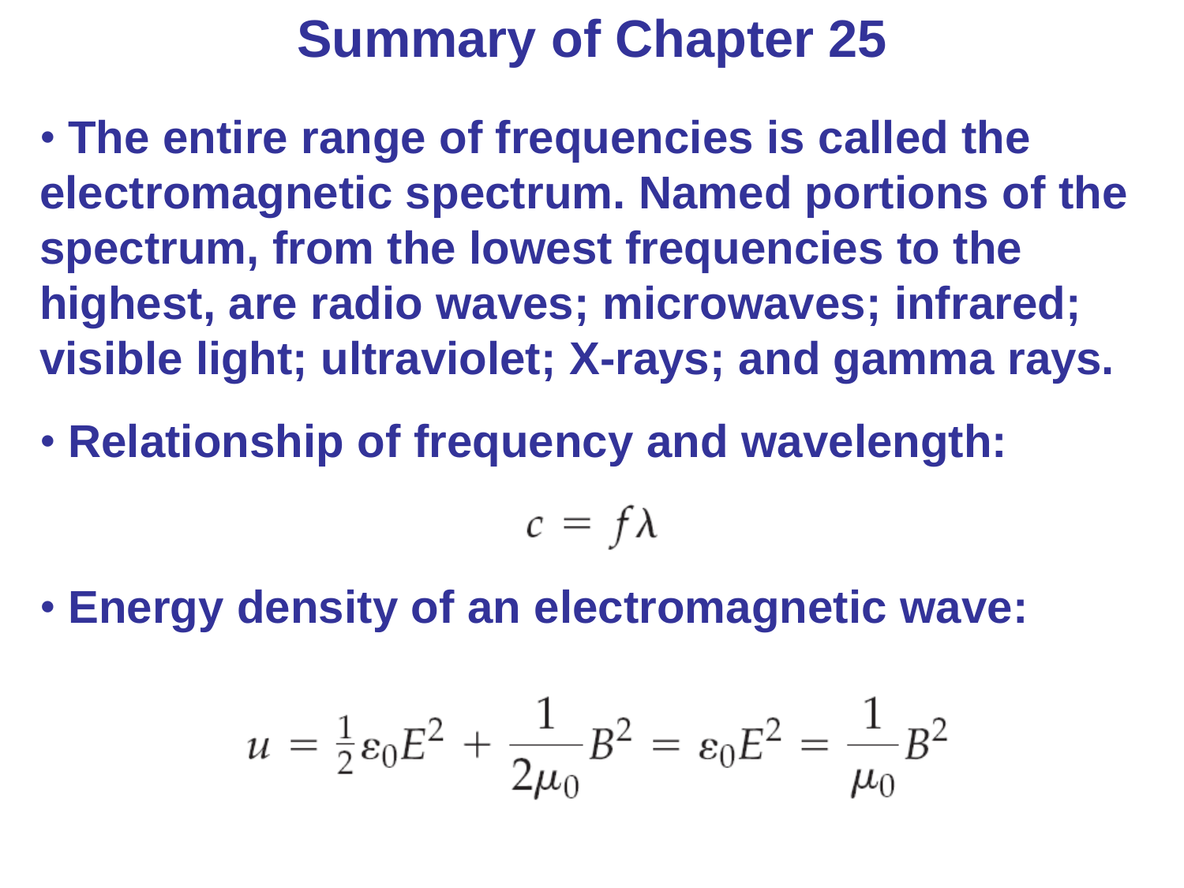# Summary of Chapter 25

- The entire range of frequencies is called the electromagnetic spectrum. Named portions of the spectrum, from the lowest frequencies to the highest, are radio waves; microwaves; infrared; visible light; ultraviolet; X-rays; and gamma rays.

- Relationship of frequency and wavelength:

$$c = f\lambda$$

- Energy density of an electromagnetic wave:

$$u = \tfrac{1}{2}\varepsilon_0 E^2 + \frac{1}{2\mu_0}B^2 = \varepsilon_0 E^2 = \frac{1}{\mu_0}B^2$$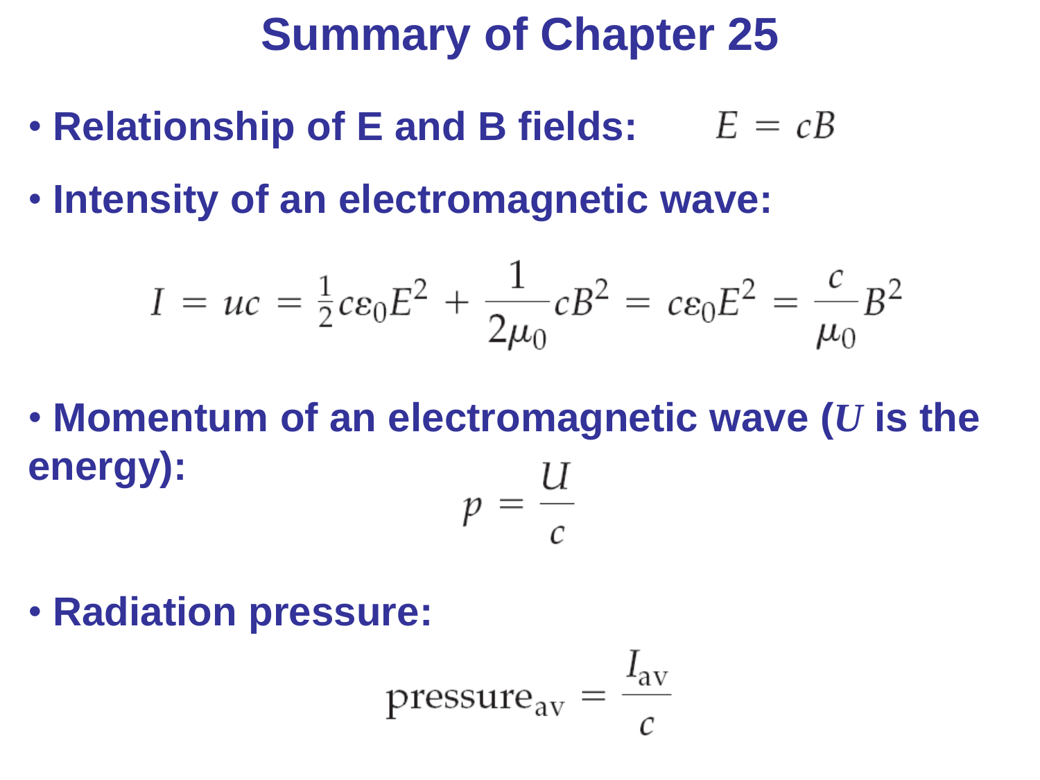# Summary of Chapter 25

- **Relationship of E and B fields:** $E = cB$

- **Intensity of an electromagnetic wave:**

$$I = uc = \tfrac{1}{2}c\varepsilon_0 E^2 + \frac{1}{2\mu_0}cB^2 = c\varepsilon_0 E^2 = \frac{c}{\mu_0}B^2$$

- **Momentum of an electromagnetic wave (*U* is the energy):**

$$p = \frac{U}{c}$$

- **Radiation pressure:**

$$\text{pressure}_{\text{av}} = \frac{I_{\text{av}}}{c}$$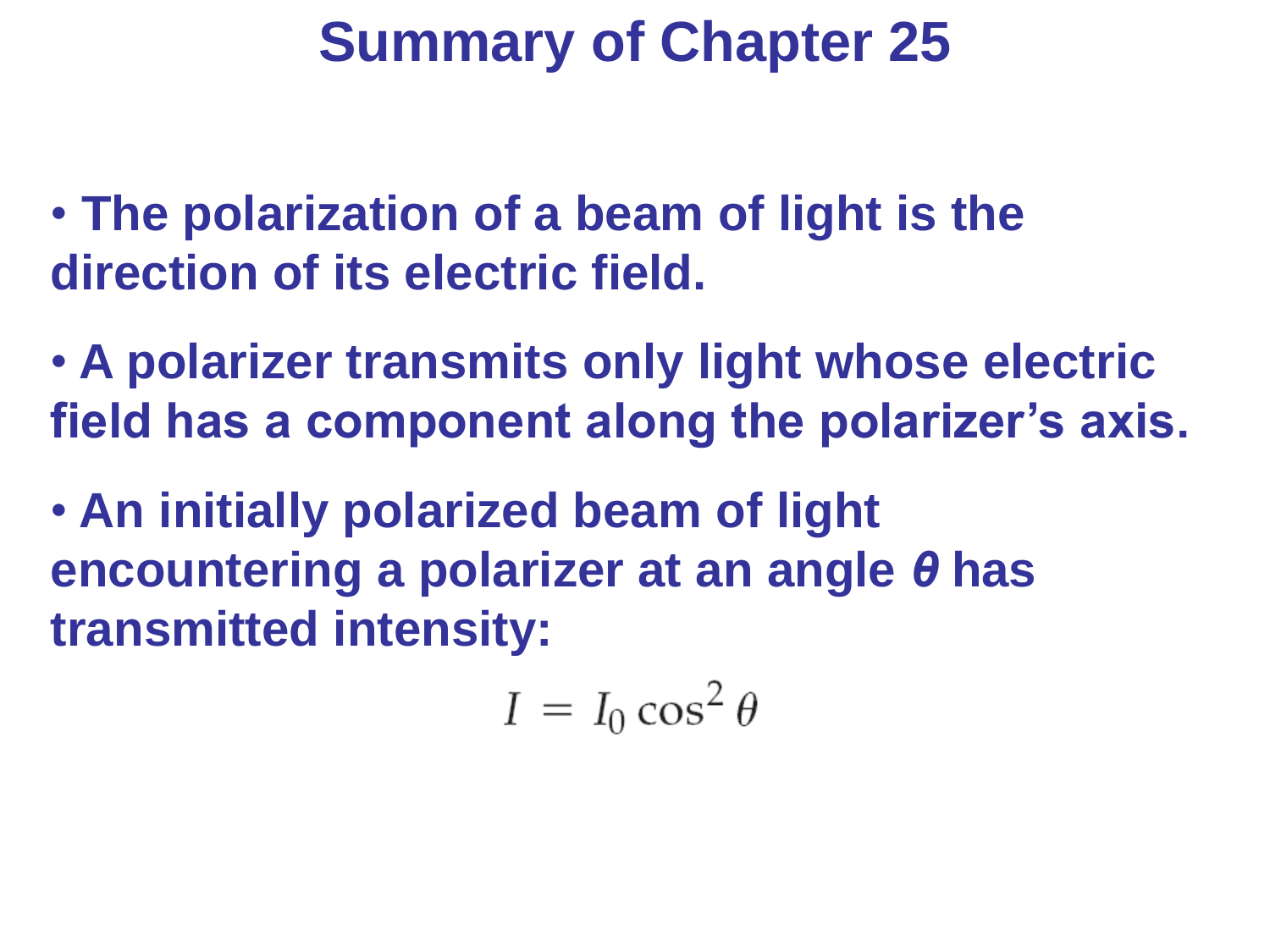# Summary of Chapter 25

- **The polarization of a beam of light is the direction of its electric field.**
- **A polarizer transmits only light whose electric field has a component along the polarizer's axis.**
- **An initially polarized beam of light encountering a polarizer at an angle *θ* has transmitted intensity:**

$$I = I_0 \cos^2 \theta$$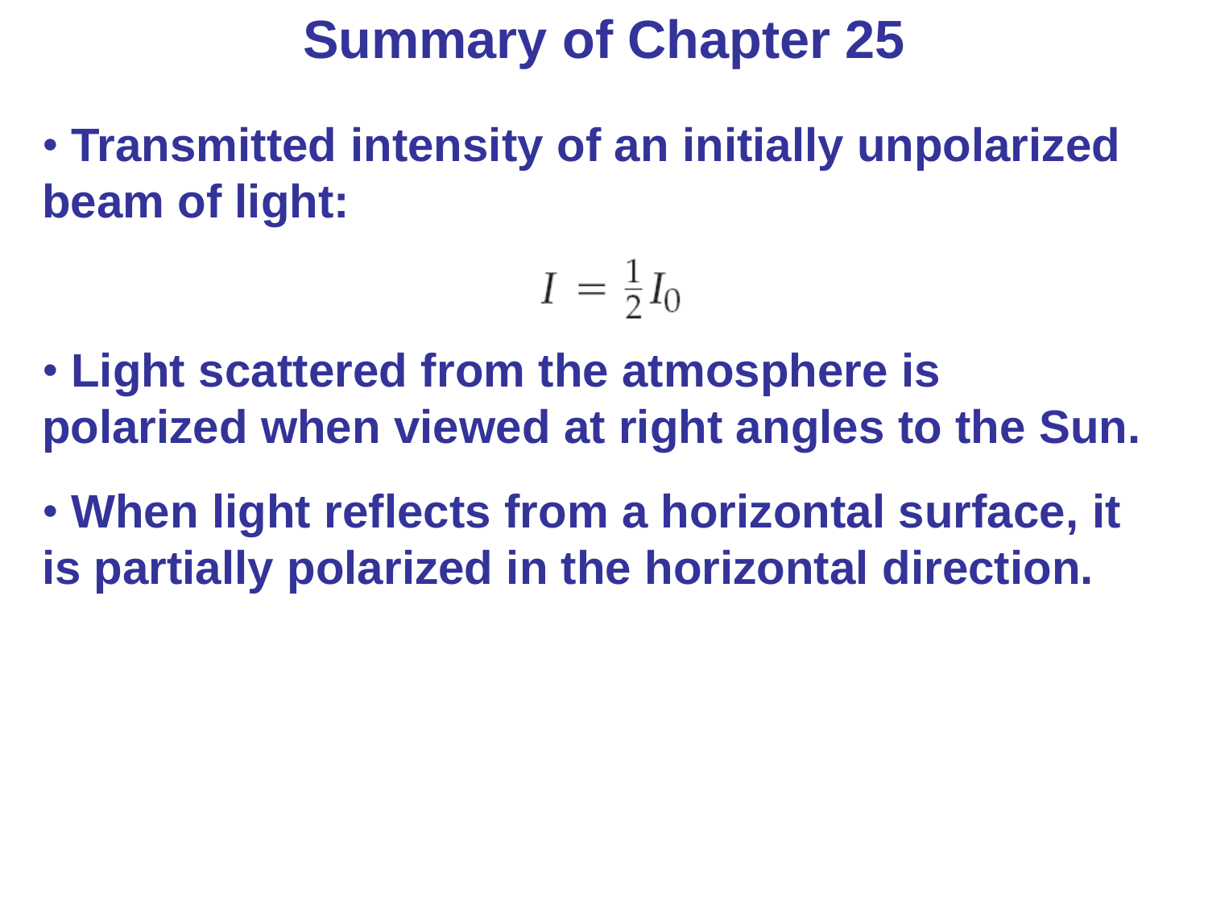# Summary of Chapter 25

- **Transmitted intensity of an initially unpolarized beam of light:**

$$I = \frac{1}{2} I_0$$

- **Light scattered from the atmosphere is polarized when viewed at right angles to the Sun.**

- **When light reflects from a horizontal surface, it is partially polarized in the horizontal direction.**